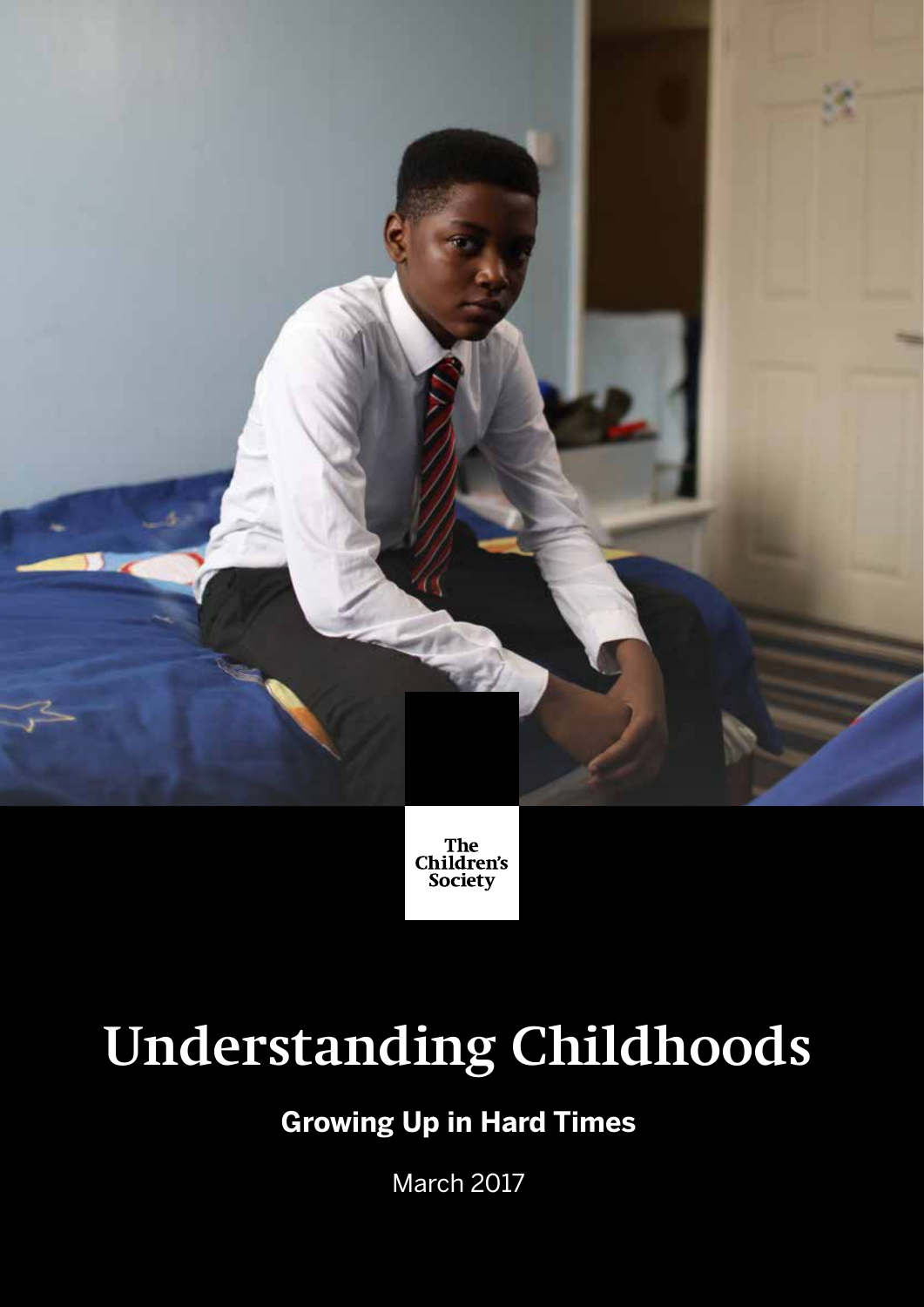The Children's Society

# Understanding Childhoods

## Growing Up in Hard Times

March 2017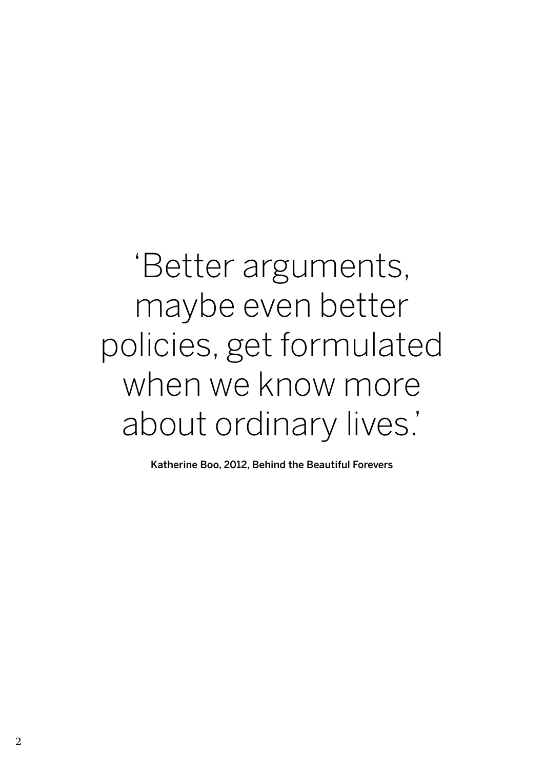> ‘Better arguments, maybe even better policies, get formulated when we know more about ordinary lives.’

**Katherine Boo, 2012, Behind the Beautiful Forevers**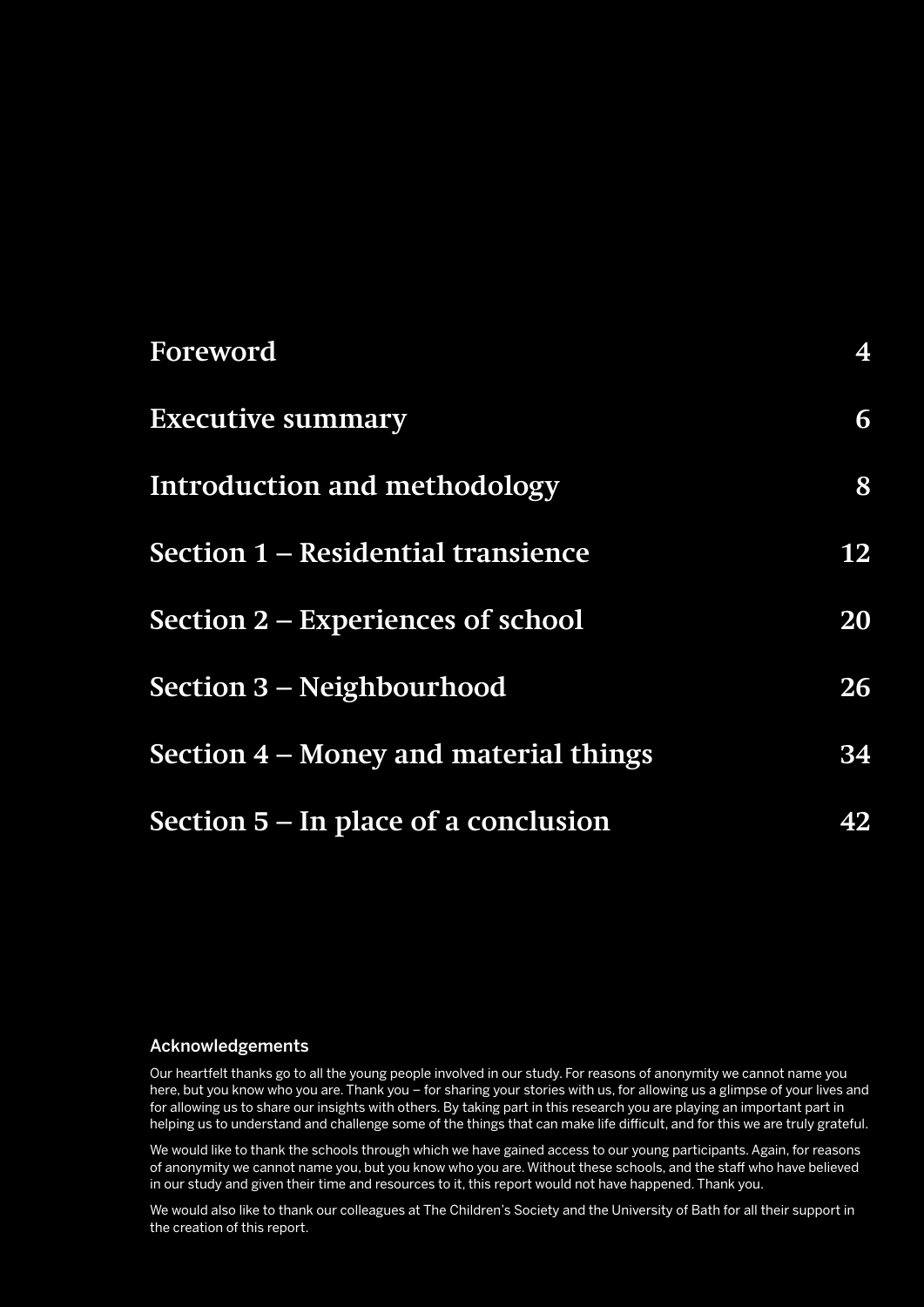| | |
|---|---|
| **Foreword** | **4** |
| **Executive summary** | **6** |
| **Introduction and methodology** | **8** |
| **Section 1 – Residential transience** | **12** |
| **Section 2 – Experiences of school** | **20** |
| **Section 3 – Neighbourhood** | **26** |
| **Section 4 – Money and material things** | **34** |
| **Section 5 – In place of a conclusion** | **42** |

## Acknowledgements

Our heartfelt thanks go to all the young people involved in our study. For reasons of anonymity we cannot name you here, but you know who you are. Thank you – for sharing your stories with us, for allowing us a glimpse of your lives and for allowing us to share our insights with others. By taking part in this research you are playing an important part in helping us to understand and challenge some of the things that can make life difficult, and for this we are truly grateful.

We would like to thank the schools through which we have gained access to our young participants. Again, for reasons of anonymity we cannot name you, but you know who you are. Without these schools, and the staff who have believed in our study and given their time and resources to it, this report would not have happened. Thank you.

We would also like to thank our colleagues at The Children's Society and the University of Bath for all their support in the creation of this report.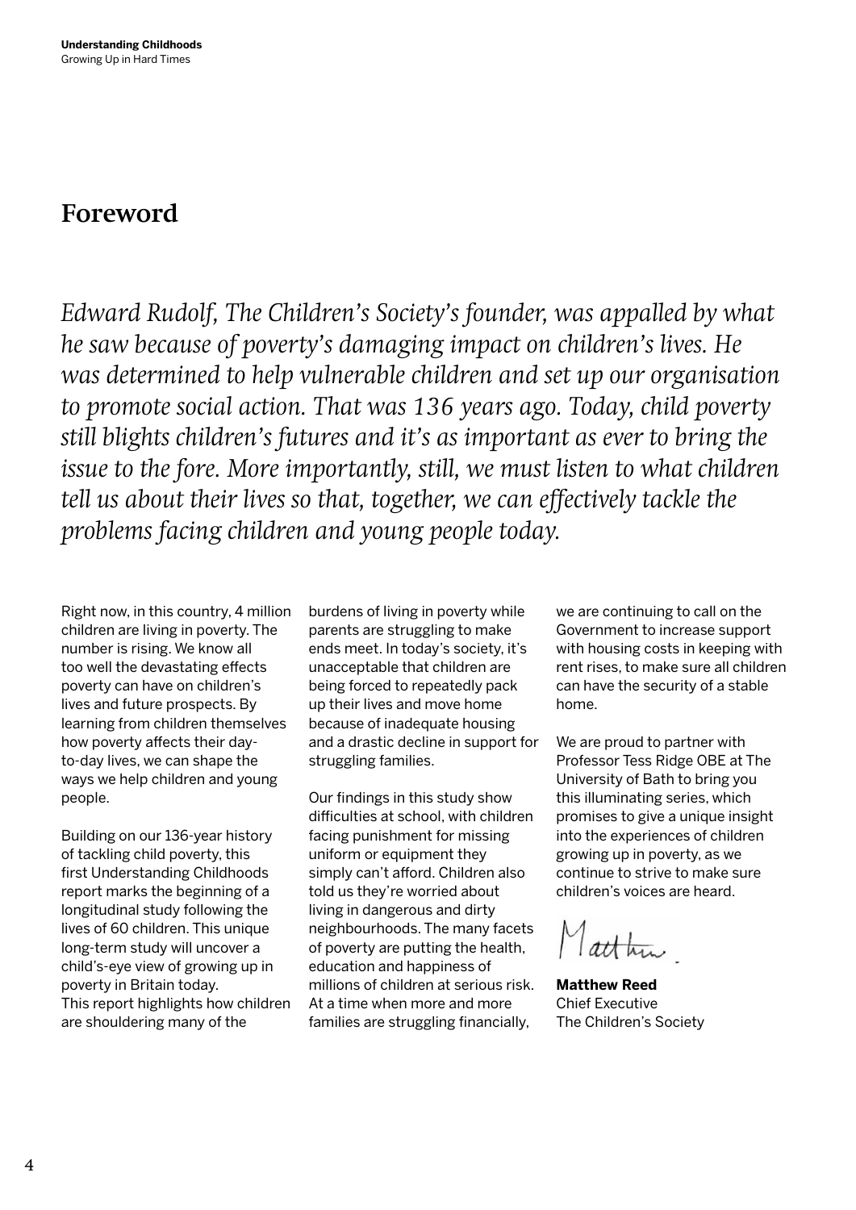# Foreword

*Edward Rudolf, The Children's Society's founder, was appalled by what he saw because of poverty's damaging impact on children's lives. He was determined to help vulnerable children and set up our organisation to promote social action. That was 136 years ago. Today, child poverty still blights children's futures and it's as important as ever to bring the issue to the fore. More importantly, still, we must listen to what children tell us about their lives so that, together, we can effectively tackle the problems facing children and young people today.*

Right now, in this country, 4 million children are living in poverty. The number is rising. We know all too well the devastating effects poverty can have on children's lives and future prospects. By learning from children themselves how poverty affects their day-to-day lives, we can shape the ways we help children and young people.

Building on our 136-year history of tackling child poverty, this first Understanding Childhoods report marks the beginning of a longitudinal study following the lives of 60 children. This unique long-term study will uncover a child's-eye view of growing up in poverty in Britain today. This report highlights how children are shouldering many of the burdens of living in poverty while parents are struggling to make ends meet. In today's society, it's unacceptable that children are being forced to repeatedly pack up their lives and move home because of inadequate housing and a drastic decline in support for struggling families.

Our findings in this study show difficulties at school, with children facing punishment for missing uniform or equipment they simply can't afford. Children also told us they're worried about living in dangerous and dirty neighbourhoods. The many facets of poverty are putting the health, education and happiness of millions of children at serious risk. At a time when more and more families are struggling financially, we are continuing to call on the Government to increase support with housing costs in keeping with rent rises, to make sure all children can have the security of a stable home.

We are proud to partner with Professor Tess Ridge OBE at The University of Bath to bring you this illuminating series, which promises to give a unique insight into the experiences of children growing up in poverty, as we continue to strive to make sure children's voices are heard.

Matthew.

**Matthew Reed**
Chief Executive
The Children's Society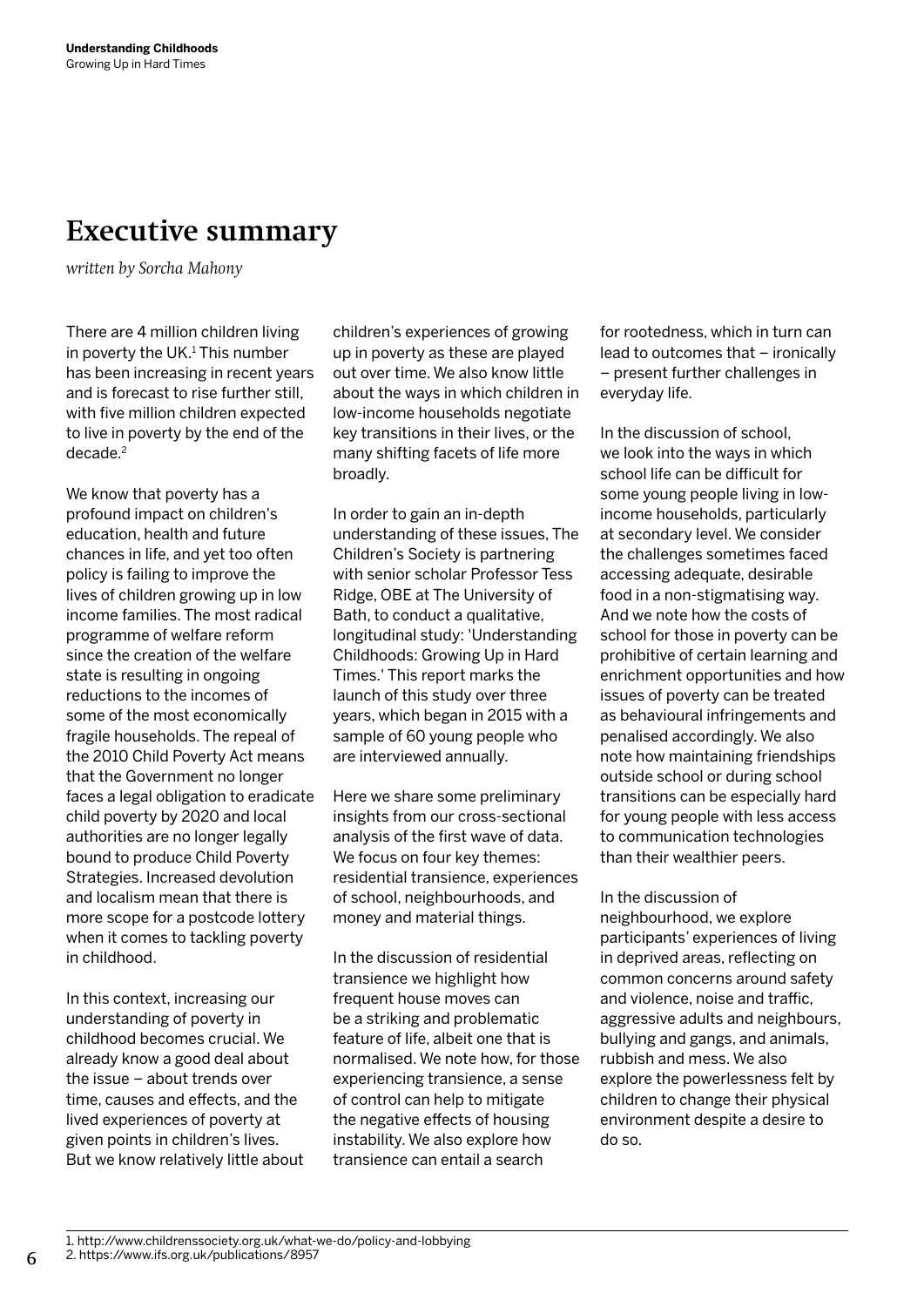# Executive summary

*written by Sorcha Mahony*

There are 4 million children living in poverty the UK.[1] This number has been increasing in recent years and is forecast to rise further still, with five million children expected to live in poverty by the end of the decade.[2]

We know that poverty has a profound impact on children's education, health and future chances in life, and yet too often policy is failing to improve the lives of children growing up in low income families. The most radical programme of welfare reform since the creation of the welfare state is resulting in ongoing reductions to the incomes of some of the most economically fragile households. The repeal of the 2010 Child Poverty Act means that the Government no longer faces a legal obligation to eradicate child poverty by 2020 and local authorities are no longer legally bound to produce Child Poverty Strategies. Increased devolution and localism mean that there is more scope for a postcode lottery when it comes to tackling poverty in childhood.

In this context, increasing our understanding of poverty in childhood becomes crucial. We already know a good deal about the issue – about trends over time, causes and effects, and the lived experiences of poverty at given points in children's lives. But we know relatively little about children's experiences of growing up in poverty as these are played out over time. We also know little about the ways in which children in low-income households negotiate key transitions in their lives, or the many shifting facets of life more broadly.

In order to gain an in-depth understanding of these issues, The Children's Society is partnering with senior scholar Professor Tess Ridge, OBE at The University of Bath, to conduct a qualitative, longitudinal study: 'Understanding Childhoods: Growing Up in Hard Times.' This report marks the launch of this study over three years, which began in 2015 with a sample of 60 young people who are interviewed annually.

Here we share some preliminary insights from our cross-sectional analysis of the first wave of data. We focus on four key themes: residential transience, experiences of school, neighbourhoods, and money and material things.

In the discussion of residential transience we highlight how frequent house moves can be a striking and problematic feature of life, albeit one that is normalised. We note how, for those experiencing transience, a sense of control can help to mitigate the negative effects of housing instability. We also explore how transience can entail a search for rootedness, which in turn can lead to outcomes that – ironically – present further challenges in everyday life.

In the discussion of school, we look into the ways in which school life can be difficult for some young people living in low-income households, particularly at secondary level. We consider the challenges sometimes faced accessing adequate, desirable food in a non-stigmatising way. And we note how the costs of school for those in poverty can be prohibitive of certain learning and enrichment opportunities and how issues of poverty can be treated as behavioural infringements and penalised accordingly. We also note how maintaining friendships outside school or during school transitions can be especially hard for young people with less access to communication technologies than their wealthier peers.

In the discussion of neighbourhood, we explore participants' experiences of living in deprived areas, reflecting on common concerns around safety and violence, noise and traffic, aggressive adults and neighbours, bullying and gangs, and animals, rubbish and mess. We also explore the powerlessness felt by children to change their physical environment despite a desire to do so.

1. http://www.childrenssociety.org.uk/what-we-do/policy-and-lobbying
2. https://www.ifs.org.uk/publications/8957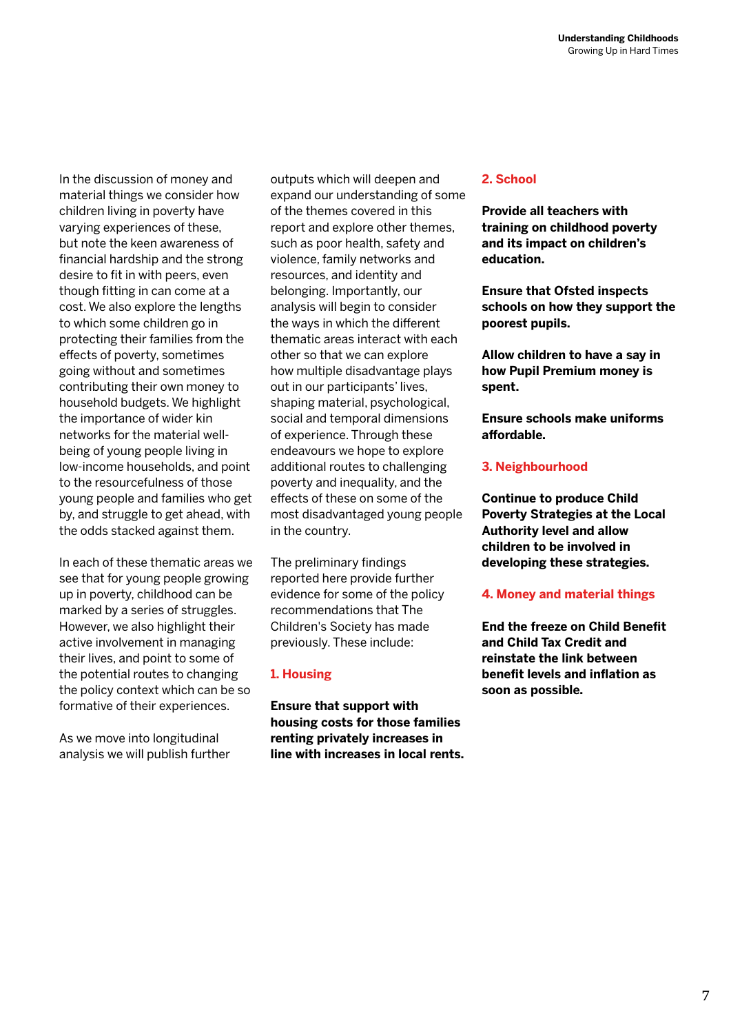In the discussion of money and material things we consider how children living in poverty have varying experiences of these, but note the keen awareness of financial hardship and the strong desire to fit in with peers, even though fitting in can come at a cost. We also explore the lengths to which some children go in protecting their families from the effects of poverty, sometimes going without and sometimes contributing their own money to household budgets. We highlight the importance of wider kin networks for the material well-being of young people living in low-income households, and point to the resourcefulness of those young people and families who get by, and struggle to get ahead, with the odds stacked against them.

In each of these thematic areas we see that for young people growing up in poverty, childhood can be marked by a series of struggles. However, we also highlight their active involvement in managing their lives, and point to some of the potential routes to changing the policy context which can be so formative of their experiences.

As we move into longitudinal analysis we will publish further outputs which will deepen and expand our understanding of some of the themes covered in this report and explore other themes, such as poor health, safety and violence, family networks and resources, and identity and belonging. Importantly, our analysis will begin to consider the ways in which the different thematic areas interact with each other so that we can explore how multiple disadvantage plays out in our participants' lives, shaping material, psychological, social and temporal dimensions of experience. Through these endeavours we hope to explore additional routes to challenging poverty and inequality, and the effects of these on some of the most disadvantaged young people in the country.

The preliminary findings reported here provide further evidence for some of the policy recommendations that The Children's Society has made previously. These include:

### 1. Housing

**Ensure that support with housing costs for those families renting privately increases in line with increases in local rents.**

### 2. School

**Provide all teachers with training on childhood poverty and its impact on children's education.**

**Ensure that Ofsted inspects schools on how they support the poorest pupils.**

**Allow children to have a say in how Pupil Premium money is spent.**

**Ensure schools make uniforms affordable.**

### 3. Neighbourhood

**Continue to produce Child Poverty Strategies at the Local Authority level and allow children to be involved in developing these strategies.**

### 4. Money and material things

**End the freeze on Child Benefit and Child Tax Credit and reinstate the link between benefit levels and inflation as soon as possible.**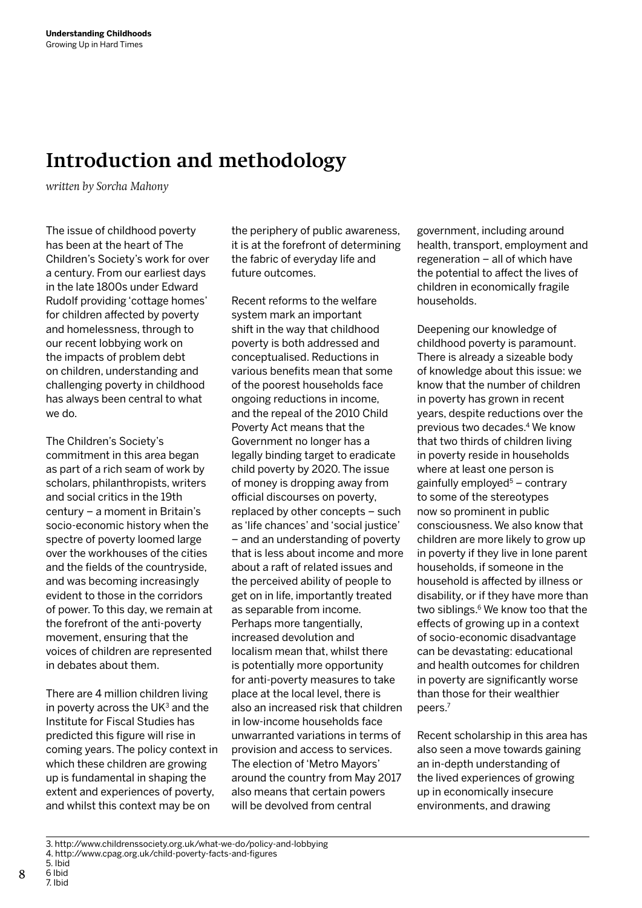# Introduction and methodology

*written by Sorcha Mahony*

The issue of childhood poverty has been at the heart of The Children's Society's work for over a century. From our earliest days in the late 1800s under Edward Rudolf providing 'cottage homes' for children affected by poverty and homelessness, through to our recent lobbying work on the impacts of problem debt on children, understanding and challenging poverty in childhood has always been central to what we do.

The Children's Society's commitment in this area began as part of a rich seam of work by scholars, philanthropists, writers and social critics in the 19th century – a moment in Britain's socio-economic history when the spectre of poverty loomed large over the workhouses of the cities and the fields of the countryside, and was becoming increasingly evident to those in the corridors of power. To this day, we remain at the forefront of the anti-poverty movement, ensuring that the voices of children are represented in debates about them.

There are 4 million children living in poverty across the UK[3] and the Institute for Fiscal Studies has predicted this figure will rise in coming years. The policy context in which these children are growing up is fundamental in shaping the extent and experiences of poverty, and whilst this context may be on the periphery of public awareness, it is at the forefront of determining the fabric of everyday life and future outcomes.

Recent reforms to the welfare system mark an important shift in the way that childhood poverty is both addressed and conceptualised. Reductions in various benefits mean that some of the poorest households face ongoing reductions in income, and the repeal of the 2010 Child Poverty Act means that the Government no longer has a legally binding target to eradicate child poverty by 2020. The issue of money is dropping away from official discourses on poverty, replaced by other concepts – such as 'life chances' and 'social justice' – and an understanding of poverty that is less about income and more about a raft of related issues and the perceived ability of people to get on in life, importantly treated as separable from income. Perhaps more tangentially, increased devolution and localism mean that, whilst there is potentially more opportunity for anti-poverty measures to take place at the local level, there is also an increased risk that children in low-income households face unwarranted variations in terms of provision and access to services. The election of 'Metro Mayors' around the country from May 2017 also means that certain powers will be devolved from central government, including around health, transport, employment and regeneration – all of which have the potential to affect the lives of children in economically fragile households.

Deepening our knowledge of childhood poverty is paramount. There is already a sizeable body of knowledge about this issue: we know that the number of children in poverty has grown in recent years, despite reductions over the previous two decades.[4] We know that two thirds of children living in poverty reside in households where at least one person is gainfully employed[5] – contrary to some of the stereotypes now so prominent in public consciousness. We also know that children are more likely to grow up in poverty if they live in lone parent households, if someone in the household is affected by illness or disability, or if they have more than two siblings.[6] We know too that the effects of growing up in a context of socio-economic disadvantage can be devastating: educational and health outcomes for children in poverty are significantly worse than those for their wealthier peers.[7]

Recent scholarship in this area has also seen a move towards gaining an in-depth understanding of the lived experiences of growing up in economically insecure environments, and drawing

---

3. http://www.childrenssociety.org.uk/what-we-do/policy-and-lobbying
4. http://www.cpag.org.uk/child-poverty-facts-and-figures
5. Ibid
6 Ibid
7. Ibid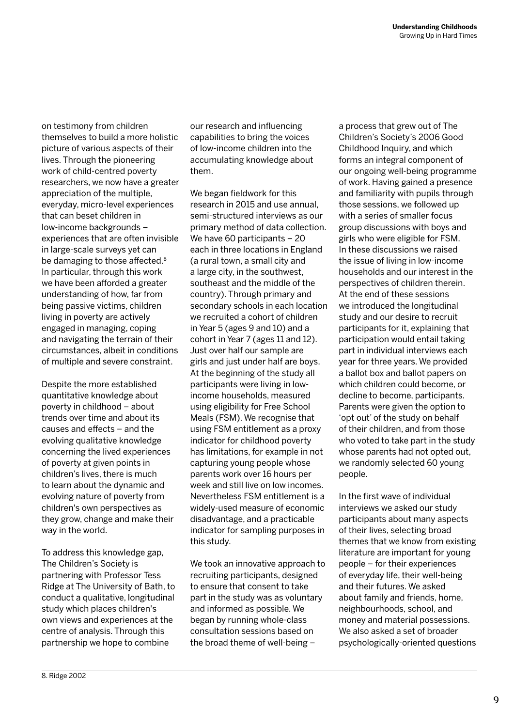on testimony from children themselves to build a more holistic picture of various aspects of their lives. Through the pioneering work of child-centred poverty researchers, we now have a greater appreciation of the multiple, everyday, micro-level experiences that can beset children in low-income backgrounds – experiences that are often invisible in large-scale surveys yet can be damaging to those affected.[8] In particular, through this work we have been afforded a greater understanding of how, far from being passive victims, children living in poverty are actively engaged in managing, coping and navigating the terrain of their circumstances, albeit in conditions of multiple and severe constraint.

Despite the more established quantitative knowledge about poverty in childhood – about trends over time and about its causes and effects – and the evolving qualitative knowledge concerning the lived experiences of poverty at given points in children's lives, there is much to learn about the dynamic and evolving nature of poverty from children's own perspectives as they grow, change and make their way in the world.

To address this knowledge gap, The Children's Society is partnering with Professor Tess Ridge at The University of Bath, to conduct a qualitative, longitudinal study which places children's own views and experiences at the centre of analysis. Through this partnership we hope to combine our research and influencing capabilities to bring the voices of low-income children into the accumulating knowledge about them.

We began fieldwork for this research in 2015 and use annual, semi-structured interviews as our primary method of data collection. We have 60 participants – 20 each in three locations in England (a rural town, a small city and a large city, in the southwest, southeast and the middle of the country). Through primary and secondary schools in each location we recruited a cohort of children in Year 5 (ages 9 and 10) and a cohort in Year 7 (ages 11 and 12). Just over half our sample are girls and just under half are boys. At the beginning of the study all participants were living in low-income households, measured using eligibility for Free School Meals (FSM). We recognise that using FSM entitlement as a proxy indicator for childhood poverty has limitations, for example in not capturing young people whose parents work over 16 hours per week and still live on low incomes. Nevertheless FSM entitlement is a widely-used measure of economic disadvantage, and a practicable indicator for sampling purposes in this study.

We took an innovative approach to recruiting participants, designed to ensure that consent to take part in the study was as voluntary and informed as possible. We began by running whole-class consultation sessions based on the broad theme of well-being – a process that grew out of The Children's Society's 2006 Good Childhood Inquiry, and which forms an integral component of our ongoing well-being programme of work. Having gained a presence and familiarity with pupils through those sessions, we followed up with a series of smaller focus group discussions with boys and girls who were eligible for FSM. In these discussions we raised the issue of living in low-income households and our interest in the perspectives of children therein. At the end of these sessions we introduced the longitudinal study and our desire to recruit participants for it, explaining that participation would entail taking part in individual interviews each year for three years. We provided a ballot box and ballot papers on which children could become, or decline to become, participants. Parents were given the option to 'opt out' of the study on behalf of their children, and from those who voted to take part in the study whose parents had not opted out, we randomly selected 60 young people.

In the first wave of individual interviews we asked our study participants about many aspects of their lives, selecting broad themes that we know from existing literature are important for young people – for their experiences of everyday life, their well-being and their futures. We asked about family and friends, home, neighbourhoods, school, and money and material possessions. We also asked a set of broader psychologically-oriented questions

8. Ridge 2002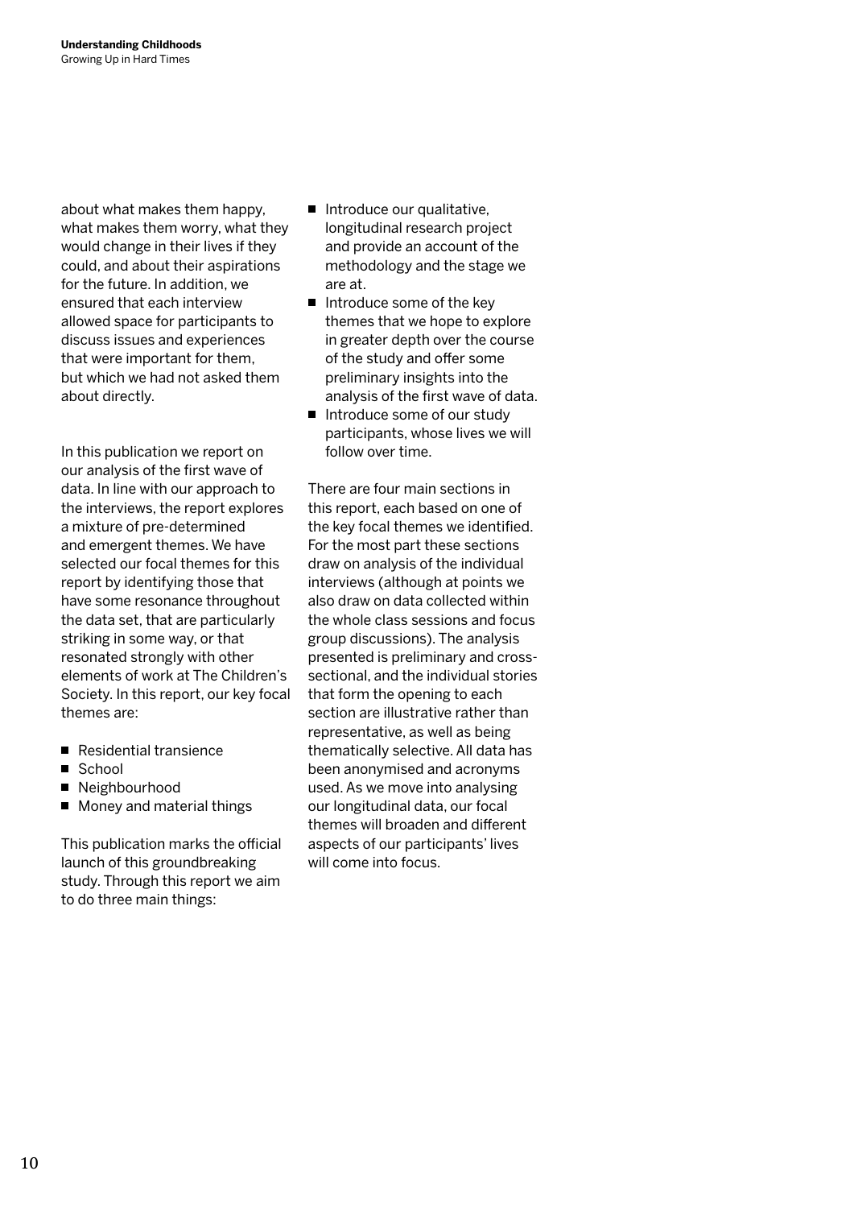about what makes them happy, what makes them worry, what they would change in their lives if they could, and about their aspirations for the future. In addition, we ensured that each interview allowed space for participants to discuss issues and experiences that were important for them, but which we had not asked them about directly.

In this publication we report on our analysis of the first wave of data. In line with our approach to the interviews, the report explores a mixture of pre-determined and emergent themes. We have selected our focal themes for this report by identifying those that have some resonance throughout the data set, that are particularly striking in some way, or that resonated strongly with other elements of work at The Children's Society. In this report, our key focal themes are:

- Residential transience
- School
- Neighbourhood
- Money and material things

This publication marks the official launch of this groundbreaking study. Through this report we aim to do three main things:

- Introduce our qualitative, longitudinal research project and provide an account of the methodology and the stage we are at.
- Introduce some of the key themes that we hope to explore in greater depth over the course of the study and offer some preliminary insights into the analysis of the first wave of data.
- Introduce some of our study participants, whose lives we will follow over time.

There are four main sections in this report, each based on one of the key focal themes we identified. For the most part these sections draw on analysis of the individual interviews (although at points we also draw on data collected within the whole class sessions and focus group discussions). The analysis presented is preliminary and cross-sectional, and the individual stories that form the opening to each section are illustrative rather than representative, as well as being thematically selective. All data has been anonymised and acronyms used. As we move into analysing our longitudinal data, our focal themes will broaden and different aspects of our participants' lives will come into focus.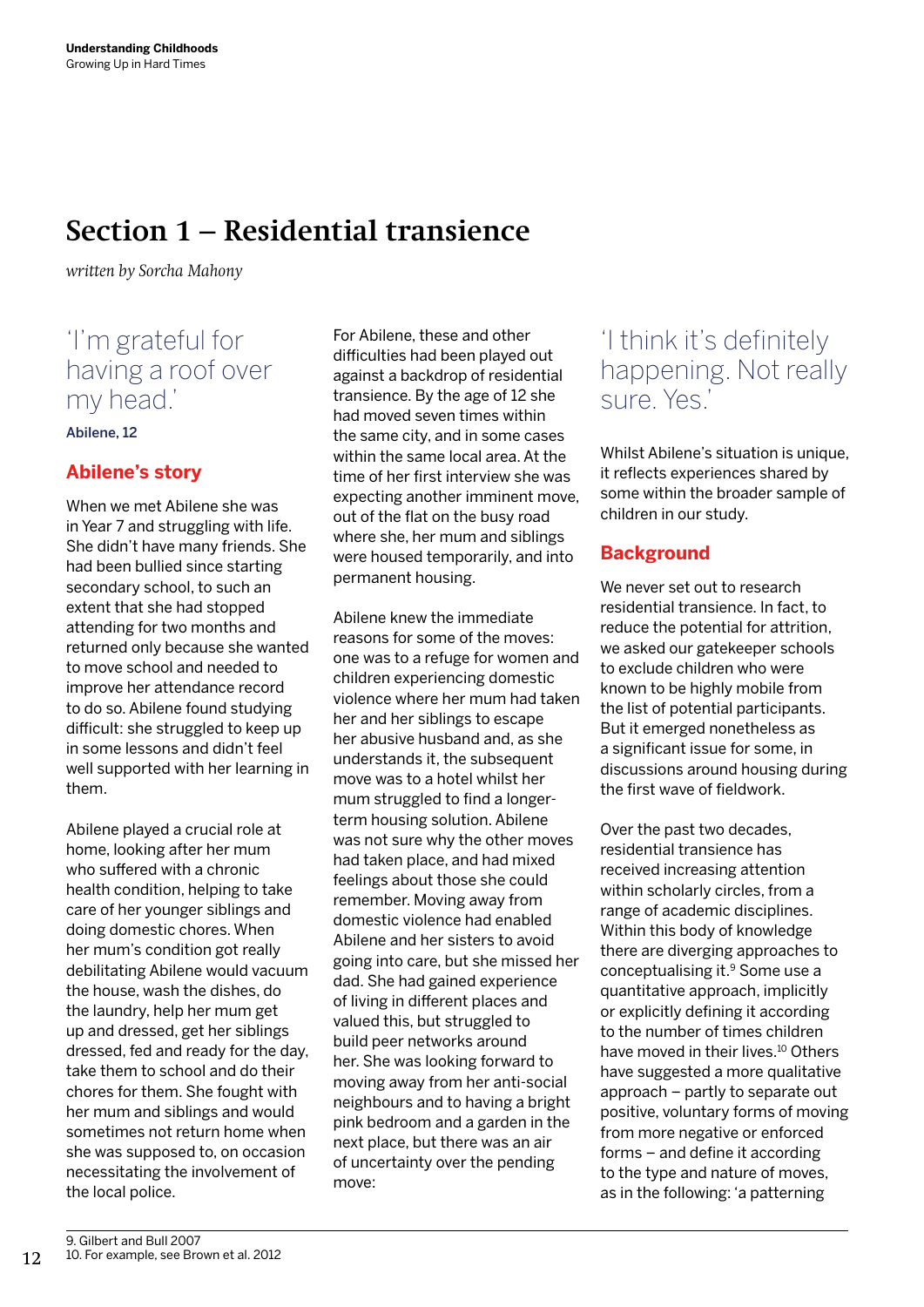# Section 1 – Residential transience

*written by Sorcha Mahony*

> 'I'm grateful for having a roof over my head.'

**Abilene, 12**

## Abilene's story

When we met Abilene she was in Year 7 and struggling with life. She didn't have many friends. She had been bullied since starting secondary school, to such an extent that she had stopped attending for two months and returned only because she wanted to move school and needed to improve her attendance record to do so. Abilene found studying difficult: she struggled to keep up in some lessons and didn't feel well supported with her learning in them.

Abilene played a crucial role at home, looking after her mum who suffered with a chronic health condition, helping to take care of her younger siblings and doing domestic chores. When her mum's condition got really debilitating Abilene would vacuum the house, wash the dishes, do the laundry, help her mum get up and dressed, get her siblings dressed, fed and ready for the day, take them to school and do their chores for them. She fought with her mum and siblings and would sometimes not return home when she was supposed to, on occasion necessitating the involvement of the local police.

For Abilene, these and other difficulties had been played out against a backdrop of residential transience. By the age of 12 she had moved seven times within the same city, and in some cases within the same local area. At the time of her first interview she was expecting another imminent move, out of the flat on the busy road where she, her mum and siblings were housed temporarily, and into permanent housing.

Abilene knew the immediate reasons for some of the moves: one was to a refuge for women and children experiencing domestic violence where her mum had taken her and her siblings to escape her abusive husband and, as she understands it, the subsequent move was to a hotel whilst her mum struggled to find a longer-term housing solution. Abilene was not sure why the other moves had taken place, and had mixed feelings about those she could remember. Moving away from domestic violence had enabled Abilene and her sisters to avoid going into care, but she missed her dad. She had gained experience of living in different places and valued this, but struggled to build peer networks around her. She was looking forward to moving away from her anti-social neighbours and to having a bright pink bedroom and a garden in the next place, but there was an air of uncertainty over the pending move:

> 'I think it's definitely happening. Not really sure. Yes.'

Whilst Abilene's situation is unique, it reflects experiences shared by some within the broader sample of children in our study.

## Background

We never set out to research residential transience. In fact, to reduce the potential for attrition, we asked our gatekeeper schools to exclude children who were known to be highly mobile from the list of potential participants. But it emerged nonetheless as a significant issue for some, in discussions around housing during the first wave of fieldwork.

Over the past two decades, residential transience has received increasing attention within scholarly circles, from a range of academic disciplines. Within this body of knowledge there are diverging approaches to conceptualising it.[9] Some use a quantitative approach, implicitly or explicitly defining it according to the number of times children have moved in their lives.[10] Others have suggested a more qualitative approach – partly to separate out positive, voluntary forms of moving from more negative or enforced forms – and define it according to the type and nature of moves, as in the following: 'a patterning

---

9. Gilbert and Bull 2007
10. For example, see Brown et al. 2012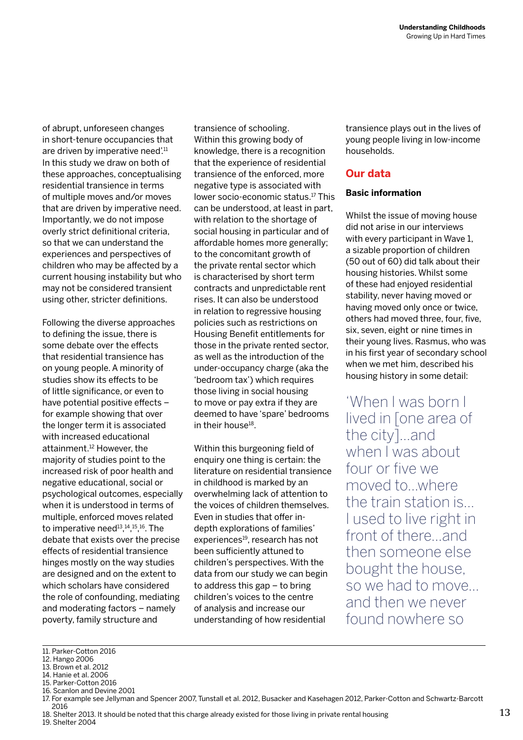of abrupt, unforeseen changes in short-tenure occupancies that are driven by imperative need'.[11] In this study we draw on both of these approaches, conceptualising residential transience in terms of multiple moves and/or moves that are driven by imperative need. Importantly, we do not impose overly strict definitional criteria, so that we can understand the experiences and perspectives of children who may be affected by a current housing instability but who may not be considered transient using other, stricter definitions.

Following the diverse approaches to defining the issue, there is some debate over the effects that residential transience has on young people. A minority of studies show its effects to be of little significance, or even to have potential positive effects – for example showing that over the longer term it is associated with increased educational attainment.[12] However, the majority of studies point to the increased risk of poor health and negative educational, social or psychological outcomes, especially when it is understood in terms of multiple, enforced moves related to imperative need[13,14,15,16]. The debate that exists over the precise effects of residential transience hinges mostly on the way studies are designed and on the extent to which scholars have considered the role of confounding, mediating and moderating factors – namely poverty, family structure and transience of schooling.

Within this growing body of knowledge, there is a recognition that the experience of residential transience of the enforced, more negative type is associated with lower socio-economic status.[17] This can be understood, at least in part, with relation to the shortage of social housing in particular and of affordable homes more generally; to the concomitant growth of the private rental sector which is characterised by short term contracts and unpredictable rent rises. It can also be understood in relation to regressive housing policies such as restrictions on Housing Benefit entitlements for those in the private rented sector, as well as the introduction of the under-occupancy charge (aka the 'bedroom tax') which requires those living in social housing to move or pay extra if they are deemed to have 'spare' bedrooms in their house[18].

Within this burgeoning field of enquiry one thing is certain: the literature on residential transience in childhood is marked by an overwhelming lack of attention to the voices of children themselves. Even in studies that offer in-depth explorations of families' experiences[19], research has not been sufficiently attuned to children's perspectives. With the data from our study we can begin to address this gap – to bring children's voices to the centre of analysis and increase our understanding of how residential transience plays out in the lives of young people living in low-income households.

## Our data

### Basic information

Whilst the issue of moving house did not arise in our interviews with every participant in Wave 1, a sizable proportion of children (50 out of 60) did talk about their housing histories. Whilst some of these had enjoyed residential stability, never having moved or having moved only once or twice, others had moved three, four, five, six, seven, eight or nine times in their young lives. Rasmus, who was in his first year of secondary school when we met him, described his housing history in some detail:

> 'When I was born I lived in [one area of the city]...and when I was about four or five we moved to...where the train station is... I used to live right in front of there...and then someone else bought the house, so we had to move... and then we never found nowhere so

---

11. Parker-Cotton 2016
12. Hango 2006
13. Brown et al. 2012
14. Hanie et al. 2006
15. Parker-Cotton 2016
16. Scanlon and Devine 2001
17. For example see Jellyman and Spencer 2007, Tunstall et al. 2012, Busacker and Kasehagen 2012, Parker-Cotton and Schwartz-Barcott 2016
18. Shelter 2013. It should be noted that this charge already existed for those living in private rental housing
19. Shelter 2004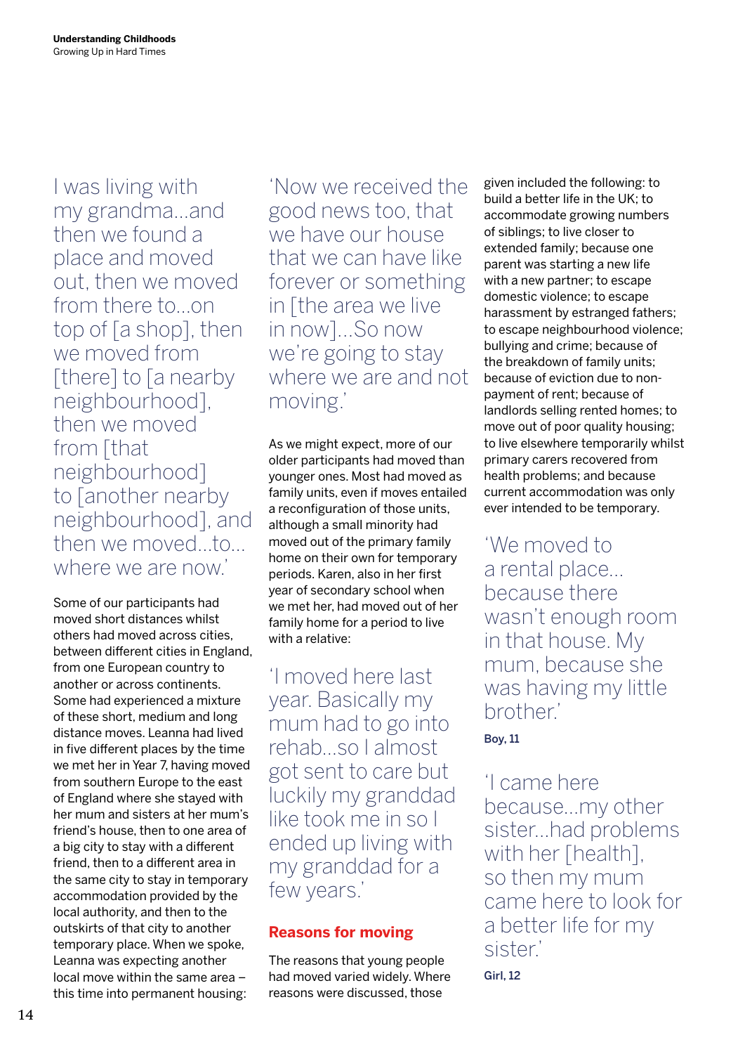I was living with my grandma...and then we found a place and moved out, then we moved from there to...on top of [a shop], then we moved from [there] to [a nearby neighbourhood], then we moved from [that neighbourhood] to [another nearby neighbourhood], and then we moved...to... where we are now.'

Some of our participants had moved short distances whilst others had moved across cities, between different cities in England, from one European country to another or across continents. Some had experienced a mixture of these short, medium and long distance moves. Leanna had lived in five different places by the time we met her in Year 7, having moved from southern Europe to the east of England where she stayed with her mum and sisters at her mum's friend's house, then to one area of a big city to stay with a different friend, then to a different area in the same city to stay in temporary accommodation provided by the local authority, and then to the outskirts of that city to another temporary place. When we spoke, Leanna was expecting another local move within the same area – this time into permanent housing:

'Now we received the good news too, that we have our house that we can have like forever or something in [the area we live in now]...So now we're going to stay where we are and not moving.'

As we might expect, more of our older participants had moved than younger ones. Most had moved as family units, even if moves entailed a reconfiguration of those units, although a small minority had moved out of the primary family home on their own for temporary periods. Karen, also in her first year of secondary school when we met her, had moved out of her family home for a period to live with a relative:

'I moved here last year. Basically my mum had to go into rehab...so I almost got sent to care but luckily my granddad like took me in so I ended up living with my granddad for a few years.'

## Reasons for moving

The reasons that young people had moved varied widely. Where reasons were discussed, those given included the following: to build a better life in the UK; to accommodate growing numbers of siblings; to live closer to extended family; because one parent was starting a new life with a new partner; to escape domestic violence; to escape harassment by estranged fathers; to escape neighbourhood violence; bullying and crime; because of the breakdown of family units; because of eviction due to non-payment of rent; because of landlords selling rented homes; to move out of poor quality housing; to live elsewhere temporarily whilst primary carers recovered from health problems; and because current accommodation was only ever intended to be temporary.

'We moved to a rental place... because there wasn't enough room in that house. My mum, because she was having my little brother.'

**Boy, 11**

'I came here because...my other sister...had problems with her [health], so then my mum came here to look for a better life for my sister.'

**Girl, 12**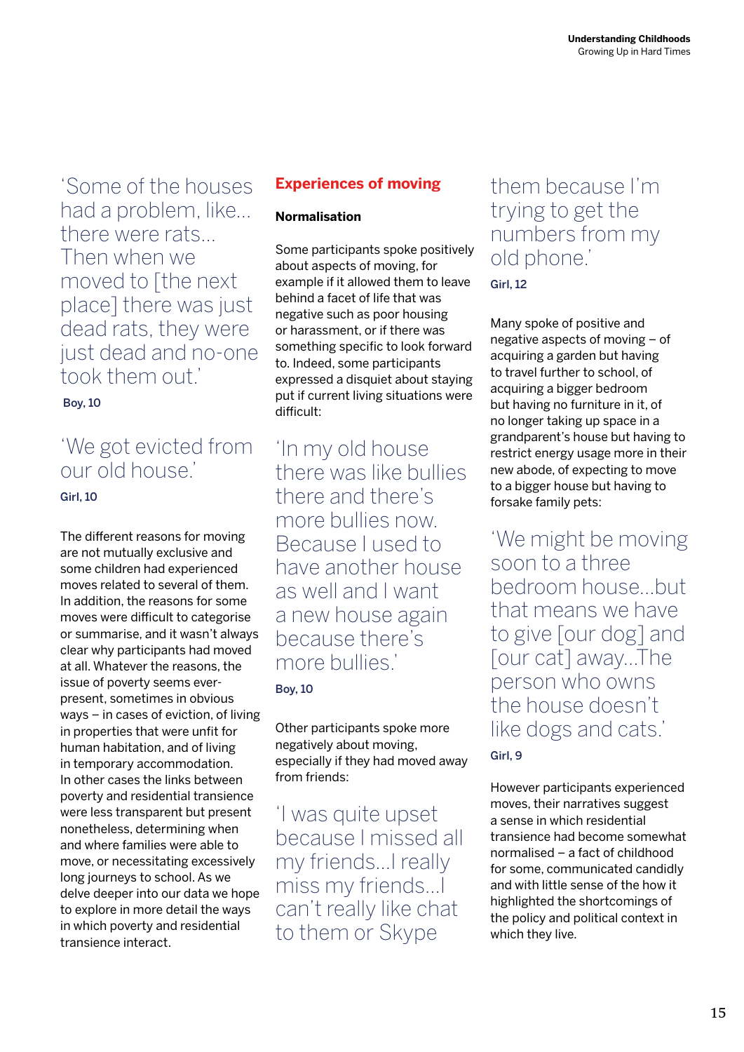'Some of the houses had a problem, like... there were rats... Then when we moved to [the next place] there was just dead rats, they were just dead and no-one took them out.'

**Boy, 10**

'We got evicted from our old house.'

**Girl, 10**

The different reasons for moving are not mutually exclusive and some children had experienced moves related to several of them. In addition, the reasons for some moves were difficult to categorise or summarise, and it wasn't always clear why participants had moved at all. Whatever the reasons, the issue of poverty seems ever-present, sometimes in obvious ways – in cases of eviction, of living in properties that were unfit for human habitation, and of living in temporary accommodation. In other cases the links between poverty and residential transience were less transparent but present nonetheless, determining when and where families were able to move, or necessitating excessively long journeys to school. As we delve deeper into our data we hope to explore in more detail the ways in which poverty and residential transience interact.

## Experiences of moving

### Normalisation

Some participants spoke positively about aspects of moving, for example if it allowed them to leave behind a facet of life that was negative such as poor housing or harassment, or if there was something specific to look forward to. Indeed, some participants expressed a disquiet about staying put if current living situations were difficult:

'In my old house there was like bullies there and there's more bullies now. Because I used to have another house as well and I want a new house again because there's more bullies.'

**Boy, 10**

Other participants spoke more negatively about moving, especially if they had moved away from friends:

'I was quite upset because I missed all my friends...I really miss my friends...I can't really like chat to them or Skype them because I'm trying to get the numbers from my old phone.'

**Girl, 12**

Many spoke of positive and negative aspects of moving – of acquiring a garden but having to travel further to school, of acquiring a bigger bedroom but having no furniture in it, of no longer taking up space in a grandparent's house but having to restrict energy usage more in their new abode, of expecting to move to a bigger house but having to forsake family pets:

'We might be moving soon to a three bedroom house...but that means we have to give [our dog] and [our cat] away...The person who owns the house doesn't like dogs and cats.'

**Girl, 9**

However participants experienced moves, their narratives suggest a sense in which residential transience had become somewhat normalised – a fact of childhood for some, communicated candidly and with little sense of the how it highlighted the shortcomings of the policy and political context in which they live.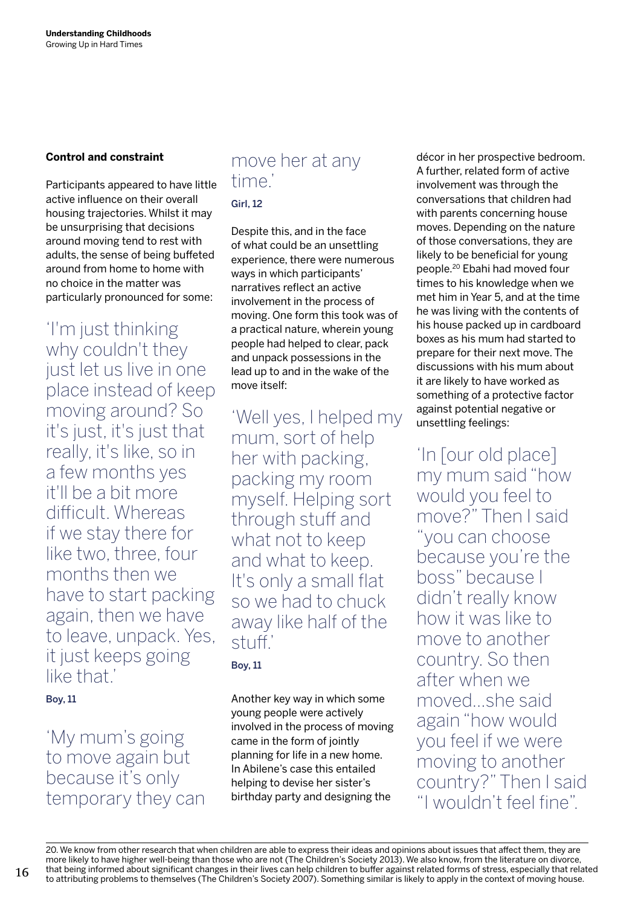### Control and constraint

Participants appeared to have little active influence on their overall housing trajectories. Whilst it may be unsurprising that decisions around moving tend to rest with adults, the sense of being buffeted around from home to home with no choice in the matter was particularly pronounced for some:

> 'I'm just thinking why couldn't they just let us live in one place instead of keep moving around? So it's just, it's just that really, it's like, so in a few months yes it'll be a bit more difficult. Whereas if we stay there for like two, three, four months then we have to start packing again, then we have to leave, unpack. Yes, it just keeps going like that.'
>
> **Boy, 11**

> 'My mum's going to move again but because it's only temporary they can move her at any time.'
>
> **Girl, 12**

Despite this, and in the face of what could be an unsettling experience, there were numerous ways in which participants' narratives reflect an active involvement in the process of moving. One form this took was of a practical nature, wherein young people had helped to clear, pack and unpack possessions in the lead up to and in the wake of the move itself:

> 'Well yes, I helped my mum, sort of help her with packing, packing my room myself. Helping sort through stuff and what not to keep and what to keep. It's only a small flat so we had to chuck away like half of the stuff.'
>
> **Boy, 11**

Another key way in which some young people were actively involved in the process of moving came in the form of jointly planning for life in a new home. In Abilene's case this entailed helping to devise her sister's birthday party and designing the décor in her prospective bedroom. A further, related form of active involvement was through the conversations that children had with parents concerning house moves. Depending on the nature of those conversations, they are likely to be beneficial for young people.[20] Ebahi had moved four times to his knowledge when we met him in Year 5, and at the time he was living with the contents of his house packed up in cardboard boxes as his mum had started to prepare for their next move. The discussions with his mum about it are likely to have worked as something of a protective factor against potential negative or unsettling feelings:

> 'In [our old place] my mum said "how would you feel to move?" Then I said "you can choose because you're the boss" because I didn't really know how it was like to move to another country. So then after when we moved...she said again "how would you feel if we were moving to another country?" Then I said "I wouldn't feel fine".

---

20. We know from other research that when children are able to express their ideas and opinions about issues that affect them, they are more likely to have higher well-being than those who are not (The Children's Society 2013). We also know, from the literature on divorce, that being informed about significant changes in their lives can help children to buffer against related forms of stress, especially that related to attributing problems to themselves (The Children's Society 2007). Something similar is likely to apply in the context of moving house.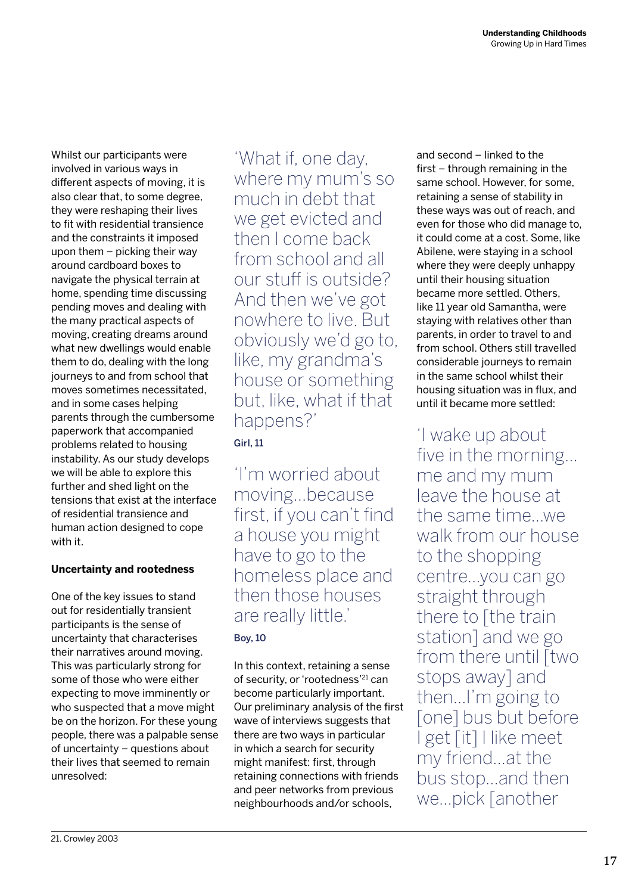Whilst our participants were involved in various ways in different aspects of moving, it is also clear that, to some degree, they were reshaping their lives to fit with residential transience and the constraints it imposed upon them – picking their way around cardboard boxes to navigate the physical terrain at home, spending time discussing pending moves and dealing with the many practical aspects of moving, creating dreams around what new dwellings would enable them to do, dealing with the long journeys to and from school that moves sometimes necessitated, and in some cases helping parents through the cumbersome paperwork that accompanied problems related to housing instability. As our study develops we will be able to explore this further and shed light on the tensions that exist at the interface of residential transience and human action designed to cope with it.

**Uncertainty and rootedness**

One of the key issues to stand out for residentially transient participants is the sense of uncertainty that characterises their narratives around moving. This was particularly strong for some of those who were either expecting to move imminently or who suspected that a move might be on the horizon. For these young people, there was a palpable sense of uncertainty – questions about their lives that seemed to remain unresolved:

> 'What if, one day, where my mum's so much in debt that we get evicted and then I come back from school and all our stuff is outside? And then we've got nowhere to live. But obviously we'd go to, like, my grandma's house or something but, like, what if that happens?'
>
> **Girl, 11**

> 'I'm worried about moving…because first, if you can't find a house you might have to go to the homeless place and then those houses are really little.'
>
> **Boy, 10**

In this context, retaining a sense of security, or 'rootedness'[21] can become particularly important. Our preliminary analysis of the first wave of interviews suggests that there are two ways in particular in which a search for security might manifest: first, through retaining connections with friends and peer networks from previous neighbourhoods and/or schools, and second – linked to the first – through remaining in the same school. However, for some, retaining a sense of stability in these ways was out of reach, and even for those who did manage to, it could come at a cost. Some, like Abilene, were staying in a school where they were deeply unhappy until their housing situation became more settled. Others, like 11 year old Samantha, were staying with relatives other than parents, in order to travel to and from school. Others still travelled considerable journeys to remain in the same school whilst their housing situation was in flux, and until it became more settled:

> 'I wake up about five in the morning… me and my mum leave the house at the same time…we walk from our house to the shopping centre…you can go straight through there to [the train station] and we go from there until [two stops away] and then…I'm going to [one] bus but before I get [it] I like meet my friend…at the bus stop…and then we…pick [another

21. Crowley 2003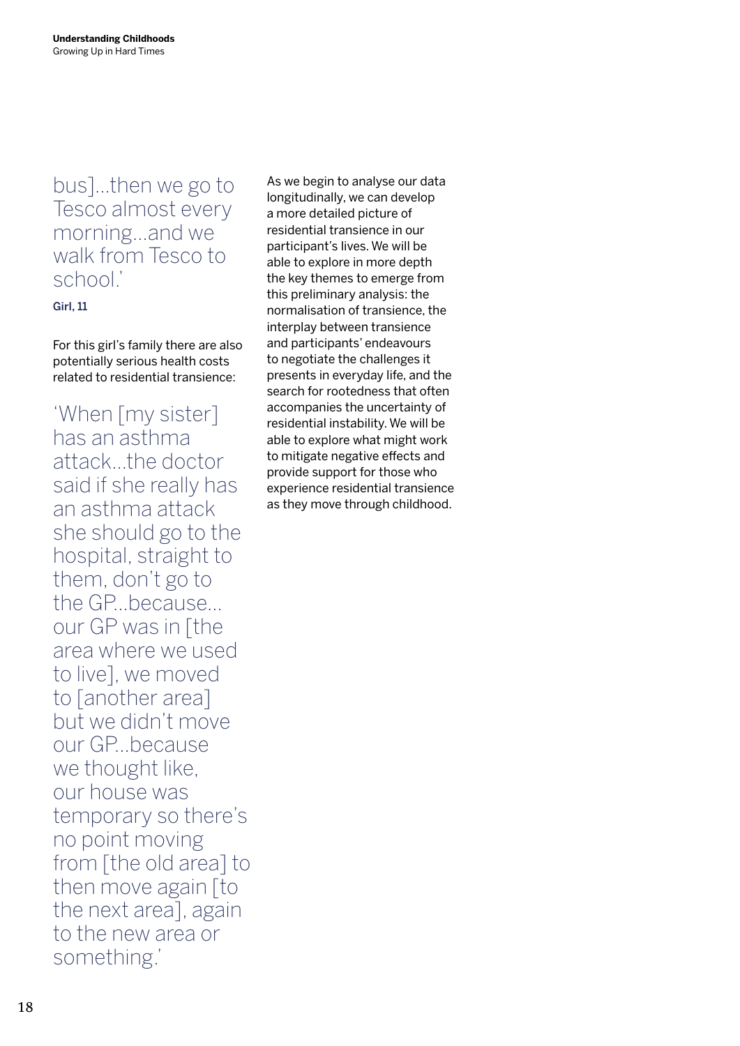bus]...then we go to Tesco almost every morning...and we walk from Tesco to school.'

**Girl, 11**

For this girl's family there are also potentially serious health costs related to residential transience:

'When [my sister] has an asthma attack...the doctor said if she really has an asthma attack she should go to the hospital, straight to them, don't go to the GP...because... our GP was in [the area where we used to live], we moved to [another area] but we didn't move our GP...because we thought like, our house was temporary so there's no point moving from [the old area] to then move again [to the next area], again to the new area or something.'

As we begin to analyse our data longitudinally, we can develop a more detailed picture of residential transience in our participant's lives. We will be able to explore in more depth the key themes to emerge from this preliminary analysis: the normalisation of transience, the interplay between transience and participants' endeavours to negotiate the challenges it presents in everyday life, and the search for rootedness that often accompanies the uncertainty of residential instability. We will be able to explore what might work to mitigate negative effects and provide support for those who experience residential transience as they move through childhood.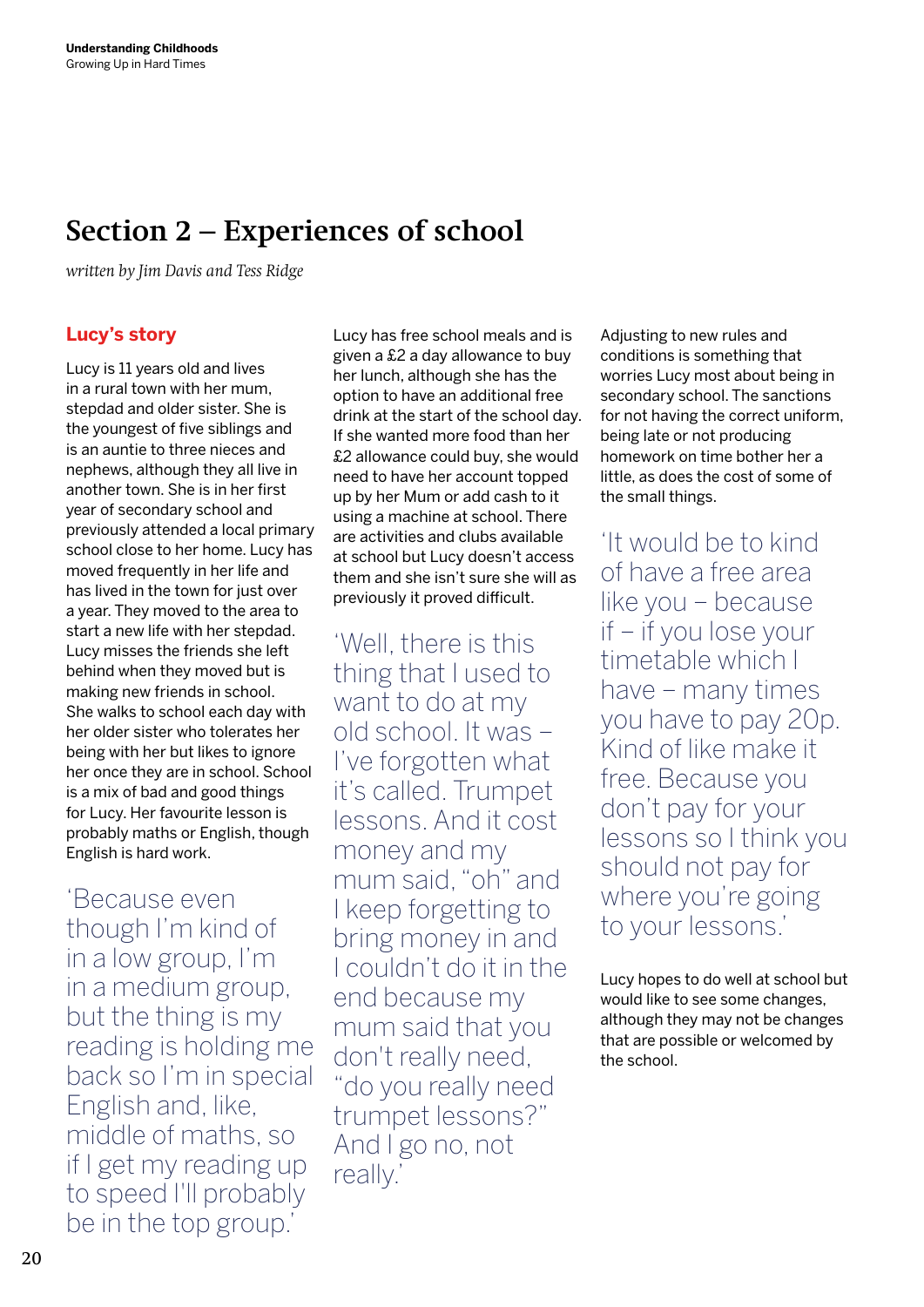# Section 2 – Experiences of school

*written by Jim Davis and Tess Ridge*

## Lucy's story

Lucy is 11 years old and lives in a rural town with her mum, stepdad and older sister. She is the youngest of five siblings and is an auntie to three nieces and nephews, although they all live in another town. She is in her first year of secondary school and previously attended a local primary school close to her home. Lucy has moved frequently in her life and has lived in the town for just over a year. They moved to the area to start a new life with her stepdad. Lucy misses the friends she left behind when they moved but is making new friends in school. She walks to school each day with her older sister who tolerates her being with her but likes to ignore her once they are in school. School is a mix of bad and good things for Lucy. Her favourite lesson is probably maths or English, though English is hard work.

> 'Because even though I'm kind of in a low group, I'm in a medium group, but the thing is my reading is holding me back so I'm in special English and, like, middle of maths, so if I get my reading up to speed I'll probably be in the top group.'

Lucy has free school meals and is given a £2 a day allowance to buy her lunch, although she has the option to have an additional free drink at the start of the school day. If she wanted more food than her £2 allowance could buy, she would need to have her account topped up by her Mum or add cash to it using a machine at school. There are activities and clubs available at school but Lucy doesn't access them and she isn't sure she will as previously it proved difficult.

> 'Well, there is this thing that I used to want to do at my old school. It was – I've forgotten what it's called. Trumpet lessons. And it cost money and my mum said, "oh" and I keep forgetting to bring money in and I couldn't do it in the end because my mum said that you don't really need, "do you really need trumpet lessons?" And I go no, not really.'

Adjusting to new rules and conditions is something that worries Lucy most about being in secondary school. The sanctions for not having the correct uniform, being late or not producing homework on time bother her a little, as does the cost of some of the small things.

> 'It would be to kind of have a free area like you – because if – if you lose your timetable which I have – many times you have to pay 20p. Kind of like make it free. Because you don't pay for your lessons so I think you should not pay for where you're going to your lessons.'

Lucy hopes to do well at school but would like to see some changes, although they may not be changes that are possible or welcomed by the school.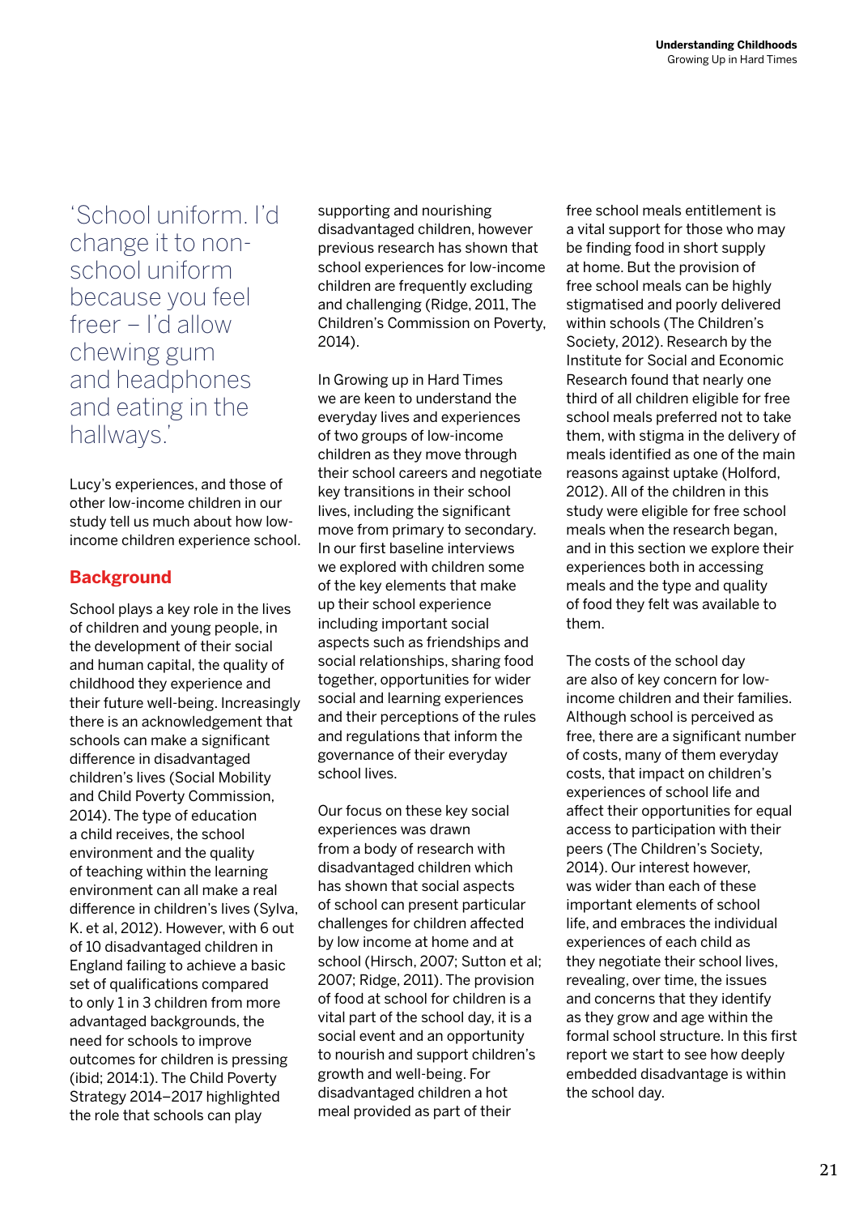'School uniform. I'd change it to non-school uniform because you feel freer – I'd allow chewing gum and headphones and eating in the hallways.'

Lucy's experiences, and those of other low-income children in our study tell us much about how low-income children experience school.

## Background

School plays a key role in the lives of children and young people, in the development of their social and human capital, the quality of childhood they experience and their future well-being. Increasingly there is an acknowledgement that schools can make a significant difference in disadvantaged children's lives (Social Mobility and Child Poverty Commission, 2014). The type of education a child receives, the school environment and the quality of teaching within the learning environment can all make a real difference in children's lives (Sylva, K. et al, 2012). However, with 6 out of 10 disadvantaged children in England failing to achieve a basic set of qualifications compared to only 1 in 3 children from more advantaged backgrounds, the need for schools to improve outcomes for children is pressing (ibid; 2014:1). The Child Poverty Strategy 2014–2017 highlighted the role that schools can play supporting and nourishing disadvantaged children, however previous research has shown that school experiences for low-income children are frequently excluding and challenging (Ridge, 2011, The Children's Commission on Poverty, 2014).

In Growing up in Hard Times we are keen to understand the everyday lives and experiences of two groups of low-income children as they move through their school careers and negotiate key transitions in their school lives, including the significant move from primary to secondary. In our first baseline interviews we explored with children some of the key elements that make up their school experience including important social aspects such as friendships and social relationships, sharing food together, opportunities for wider social and learning experiences and their perceptions of the rules and regulations that inform the governance of their everyday school lives.

Our focus on these key social experiences was drawn from a body of research with disadvantaged children which has shown that social aspects of school can present particular challenges for children affected by low income at home and at school (Hirsch, 2007; Sutton et al; 2007; Ridge, 2011). The provision of food at school for children is a vital part of the school day, it is a social event and an opportunity to nourish and support children's growth and well-being. For disadvantaged children a hot meal provided as part of their free school meals entitlement is a vital support for those who may be finding food in short supply at home. But the provision of free school meals can be highly stigmatised and poorly delivered within schools (The Children's Society, 2012). Research by the Institute for Social and Economic Research found that nearly one third of all children eligible for free school meals preferred not to take them, with stigma in the delivery of meals identified as one of the main reasons against uptake (Holford, 2012). All of the children in this study were eligible for free school meals when the research began, and in this section we explore their experiences both in accessing meals and the type and quality of food they felt was available to them.

The costs of the school day are also of key concern for low-income children and their families. Although school is perceived as free, there are a significant number of costs, many of them everyday costs, that impact on children's experiences of school life and affect their opportunities for equal access to participation with their peers (The Children's Society, 2014). Our interest however, was wider than each of these important elements of school life, and embraces the individual experiences of each child as they negotiate their school lives, revealing, over time, the issues and concerns that they identify as they grow and age within the formal school structure. In this first report we start to see how deeply embedded disadvantage is within the school day.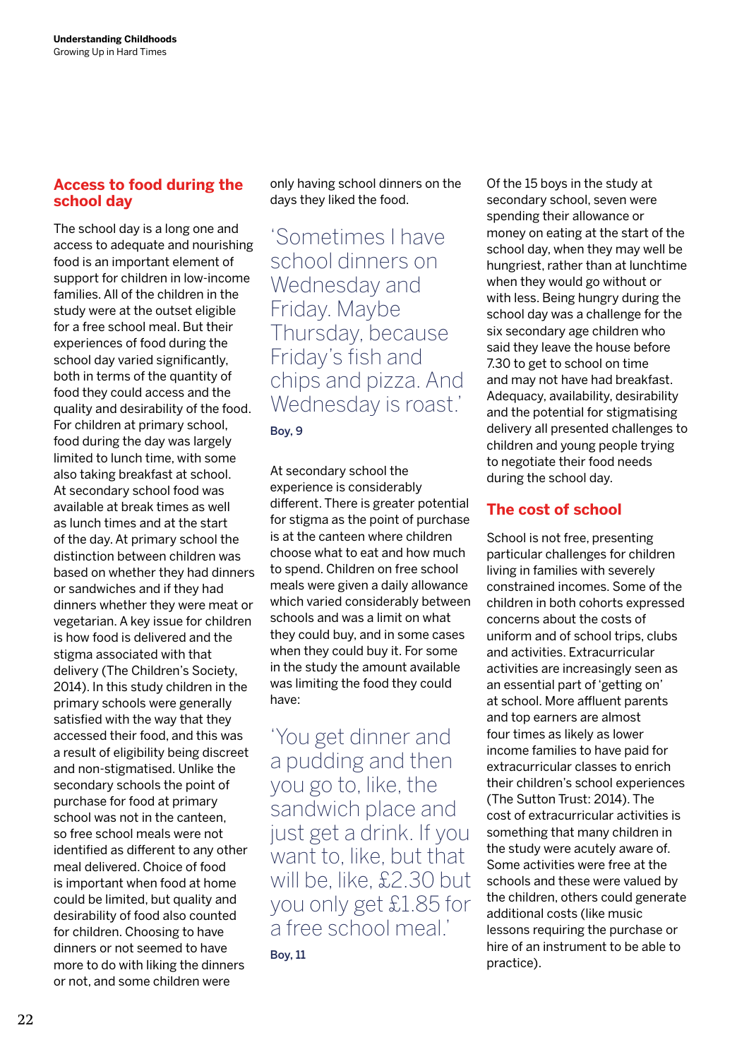## Access to food during the school day

The school day is a long one and access to adequate and nourishing food is an important element of support for children in low-income families. All of the children in the study were at the outset eligible for a free school meal. But their experiences of food during the school day varied significantly, both in terms of the quantity of food they could access and the quality and desirability of the food. For children at primary school, food during the day was largely limited to lunch time, with some also taking breakfast at school. At secondary school food was available at break times as well as lunch times and at the start of the day. At primary school the distinction between children was based on whether they had dinners or sandwiches and if they had dinners whether they were meat or vegetarian. A key issue for children is how food is delivered and the stigma associated with that delivery (The Children's Society, 2014). In this study children in the primary schools were generally satisfied with the way that they accessed their food, and this was a result of eligibility being discreet and non-stigmatised. Unlike the secondary schools the point of purchase for food at primary school was not in the canteen, so free school meals were not identified as different to any other meal delivered. Choice of food is important when food at home could be limited, but quality and desirability of food also counted for children. Choosing to have dinners or not seemed to have more to do with liking the dinners or not, and some children were only having school dinners on the days they liked the food.

> 'Sometimes I have school dinners on Wednesday and Friday. Maybe Thursday, because Friday's fish and chips and pizza. And Wednesday is roast.'
>
> **Boy, 9**

At secondary school the experience is considerably different. There is greater potential for stigma as the point of purchase is at the canteen where children choose what to eat and how much to spend. Children on free school meals were given a daily allowance which varied considerably between schools and was a limit on what they could buy, and in some cases when they could buy it. For some in the study the amount available was limiting the food they could have:

> 'You get dinner and a pudding and then you go to, like, the sandwich place and just get a drink. If you want to, like, but that will be, like, £2.30 but you only get £1.85 for a free school meal.'
>
> **Boy, 11**

Of the 15 boys in the study at secondary school, seven were spending their allowance or money on eating at the start of the school day, when they may well be hungriest, rather than at lunchtime when they would go without or with less. Being hungry during the school day was a challenge for the six secondary age children who said they leave the house before 7.30 to get to school on time and may not have had breakfast. Adequacy, availability, desirability and the potential for stigmatising delivery all presented challenges to children and young people trying to negotiate their food needs during the school day.

## The cost of school

School is not free, presenting particular challenges for children living in families with severely constrained incomes. Some of the children in both cohorts expressed concerns about the costs of uniform and of school trips, clubs and activities. Extracurricular activities are increasingly seen as an essential part of 'getting on' at school. More affluent parents and top earners are almost four times as likely as lower income families to have paid for extracurricular classes to enrich their children's school experiences (The Sutton Trust: 2014). The cost of extracurricular activities is something that many children in the study were acutely aware of. Some activities were free at the schools and these were valued by the children, others could generate additional costs (like music lessons requiring the purchase or hire of an instrument to be able to practice).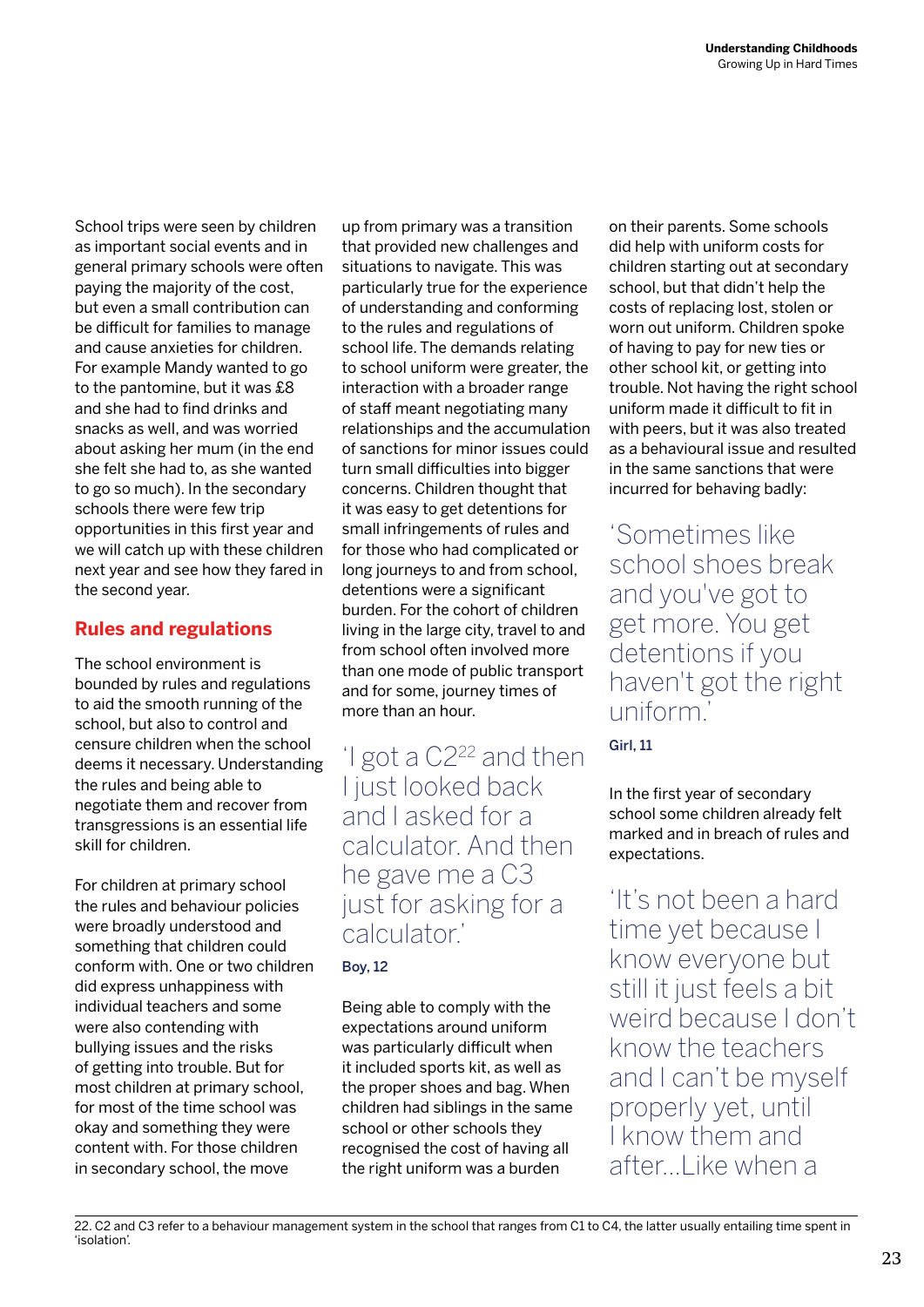School trips were seen by children as important social events and in general primary schools were often paying the majority of the cost, but even a small contribution can be difficult for families to manage and cause anxieties for children. For example Mandy wanted to go to the pantomine, but it was £8 and she had to find drinks and snacks as well, and was worried about asking her mum (in the end she felt she had to, as she wanted to go so much). In the secondary schools there were few trip opportunities in this first year and we will catch up with these children next year and see how they fared in the second year.

## Rules and regulations

The school environment is bounded by rules and regulations to aid the smooth running of the school, but also to control and censure children when the school deems it necessary. Understanding the rules and being able to negotiate them and recover from transgressions is an essential life skill for children.

For children at primary school the rules and behaviour policies were broadly understood and something that children could conform with. One or two children did express unhappiness with individual teachers and some were also contending with bullying issues and the risks of getting into trouble. But for most children at primary school, for most of the time school was okay and something they were content with. For those children in secondary school, the move up from primary was a transition that provided new challenges and situations to navigate. This was particularly true for the experience of understanding and conforming to the rules and regulations of school life. The demands relating to school uniform were greater, the interaction with a broader range of staff meant negotiating many relationships and the accumulation of sanctions for minor issues could turn small difficulties into bigger concerns. Children thought that it was easy to get detentions for small infringements of rules and for those who had complicated or long journeys to and from school, detentions were a significant burden. For the cohort of children living in the large city, travel to and from school often involved more than one mode of public transport and for some, journey times of more than an hour.

> 'I got a C2[22] and then I just looked back and I asked for a calculator. And then he gave me a C3 just for asking for a calculator.'
>
> **Boy, 12**

Being able to comply with the expectations around uniform was particularly difficult when it included sports kit, as well as the proper shoes and bag. When children had siblings in the same school or other schools they recognised the cost of having all the right uniform was a burden on their parents. Some schools did help with uniform costs for children starting out at secondary school, but that didn't help the costs of replacing lost, stolen or worn out uniform. Children spoke of having to pay for new ties or other school kit, or getting into trouble. Not having the right school uniform made it difficult to fit in with peers, but it was also treated as a behavioural issue and resulted in the same sanctions that were incurred for behaving badly:

> 'Sometimes like school shoes break and you've got to get more. You get detentions if you haven't got the right uniform.'
>
> **Girl, 11**

In the first year of secondary school some children already felt marked and in breach of rules and expectations.

> 'It's not been a hard time yet because I know everyone but still it just feels a bit weird because I don't know the teachers and I can't be myself properly yet, until I know them and after...Like when a

22. C2 and C3 refer to a behaviour management system in the school that ranges from C1 to C4, the latter usually entailing time spent in 'isolation'.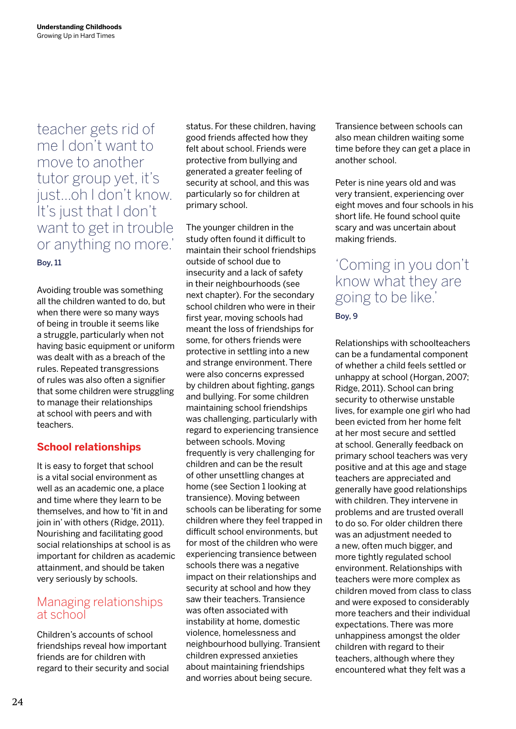teacher gets rid of me I don't want to move to another tutor group yet, it's just...oh I don't know. It's just that I don't want to get in trouble or anything no more.'

**Boy, 11**

Avoiding trouble was something all the children wanted to do, but when there were so many ways of being in trouble it seems like a struggle, particularly when not having basic equipment or uniform was dealt with as a breach of the rules. Repeated transgressions of rules was also often a signifier that some children were struggling to manage their relationships at school with peers and with teachers.

## School relationships

It is easy to forget that school is a vital social environment as well as an academic one, a place and time where they learn to be themselves, and how to 'fit in and join in' with others (Ridge, 2011). Nourishing and facilitating good social relationships at school is as important for children as academic attainment, and should be taken very seriously by schools.

### Managing relationships at school

Children's accounts of school friendships reveal how important friends are for children with regard to their security and social status. For these children, having good friends affected how they felt about school. Friends were protective from bullying and generated a greater feeling of security at school, and this was particularly so for children at primary school.

The younger children in the study often found it difficult to maintain their school friendships outside of school due to insecurity and a lack of safety in their neighbourhoods (see next chapter). For the secondary school children who were in their first year, moving schools had meant the loss of friendships for some, for others friends were protective in settling into a new and strange environment. There were also concerns expressed by children about fighting, gangs and bullying. For some children maintaining school friendships was challenging, particularly with regard to experiencing transience between schools. Moving frequently is very challenging for children and can be the result of other unsettling changes at home (see Section 1 looking at transience). Moving between schools can be liberating for some children where they feel trapped in difficult school environments, but for most of the children who were experiencing transience between schools there was a negative impact on their relationships and security at school and how they saw their teachers. Transience was often associated with instability at home, domestic violence, homelessness and neighbourhood bullying. Transient children expressed anxieties about maintaining friendships and worries about being secure.

Transience between schools can also mean children waiting some time before they can get a place in another school.

Peter is nine years old and was very transient, experiencing over eight moves and four schools in his short life. He found school quite scary and was uncertain about making friends.

'Coming in you don't know what they are going to be like.'

**Boy, 9**

Relationships with schoolteachers can be a fundamental component of whether a child feels settled or unhappy at school (Horgan, 2007; Ridge, 2011). School can bring security to otherwise unstable lives, for example one girl who had been evicted from her home felt at her most secure and settled at school. Generally feedback on primary school teachers was very positive and at this age and stage teachers are appreciated and generally have good relationships with children. They intervene in problems and are trusted overall to do so. For older children there was an adjustment needed to a new, often much bigger, and more tightly regulated school environment. Relationships with teachers were more complex as children moved from class to class and were exposed to considerably more teachers and their individual expectations. There was more unhappiness amongst the older children with regard to their teachers, although where they encountered what they felt was a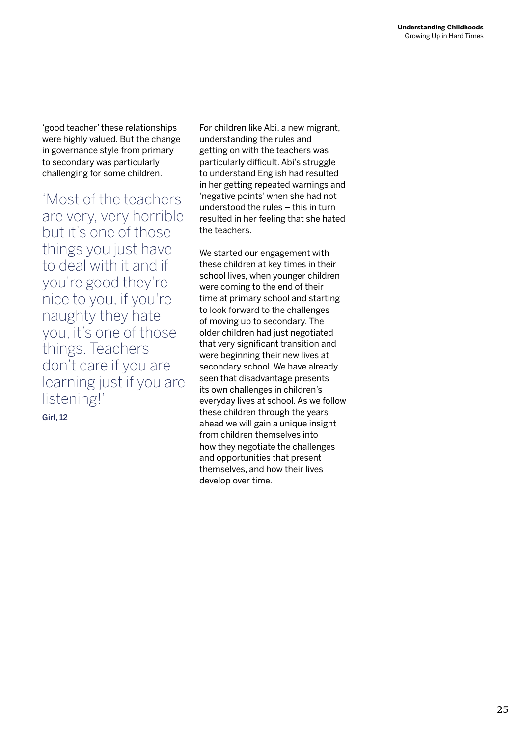'good teacher' these relationships were highly valued. But the change in governance style from primary to secondary was particularly challenging for some children.

> 'Most of the teachers are very, very horrible but it's one of those things you just have to deal with it and if you're good they're nice to you, if you're naughty they hate you, it's one of those things. Teachers don't care if you are learning just if you are listening!'
>
> **Girl, 12**

For children like Abi, a new migrant, understanding the rules and getting on with the teachers was particularly difficult. Abi's struggle to understand English had resulted in her getting repeated warnings and 'negative points' when she had not understood the rules – this in turn resulted in her feeling that she hated the teachers.

We started our engagement with these children at key times in their school lives, when younger children were coming to the end of their time at primary school and starting to look forward to the challenges of moving up to secondary. The older children had just negotiated that very significant transition and were beginning their new lives at secondary school. We have already seen that disadvantage presents its own challenges in children's everyday lives at school. As we follow these children through the years ahead we will gain a unique insight from children themselves into how they negotiate the challenges and opportunities that present themselves, and how their lives develop over time.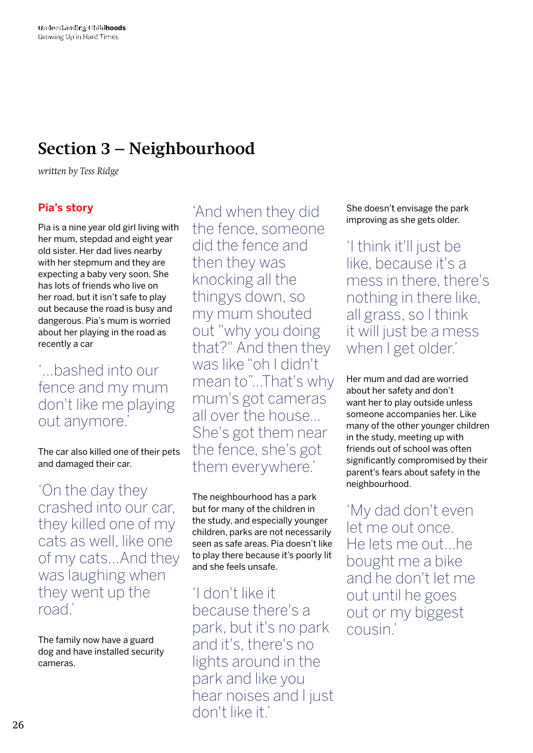# Section 3 – Neighbourhood

*written by Tess Ridge*

## Pia's story

Pia is a nine year old girl living with her mum, stepdad and eight year old sister. Her dad lives nearby with her stepmum and they are expecting a baby very soon. She has lots of friends who live on her road, but it isn't safe to play out because the road is busy and dangerous. Pia's mum is worried about her playing in the road as recently a car

> '...bashed into our fence and my mum don't like me playing out anymore.'

The car also killed one of their pets and damaged their car.

> 'On the day they crashed into our car, they killed one of my cats as well, like one of my cats...And they was laughing when they went up the road.'

The family now have a guard dog and have installed security cameras.

> 'And when they did the fence, someone did the fence and then they was knocking all the thingys down, so my mum shouted out "why you doing that?" And then they was like "oh I didn't mean to"...That's why mum's got cameras all over the house... She's got them near the fence, she's got them everywhere.'

The neighbourhood has a park but for many of the children in the study, and especially younger children, parks are not necessarily seen as safe areas. Pia doesn't like to play there because it's poorly lit and she feels unsafe.

> 'I don't like it because there's a park, but it's no park and it's, there's no lights around in the park and like you hear noises and I just don't like it.'

She doesn't envisage the park improving as she gets older.

> 'I think it'll just be like, because it's a mess in there, there's nothing in there like, all grass, so I think it will just be a mess when I get older.'

Her mum and dad are worried about her safety and don't want her to play outside unless someone accompanies her. Like many of the other younger children in the study, meeting up with friends out of school was often significantly compromised by their parent's fears about safety in the neighbourhood.

> 'My dad don't even let me out once. He lets me out...he bought me a bike and he don't let me out until he goes out or my biggest cousin.'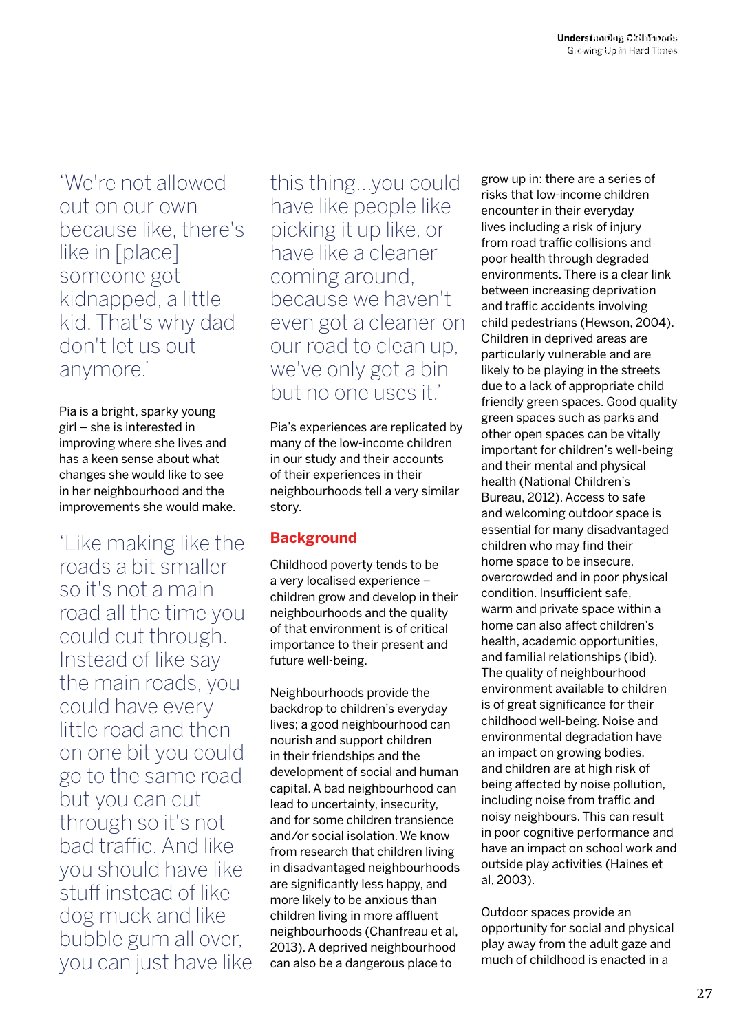'We're not allowed out on our own because like, there's like in [place] someone got kidnapped, a little kid. That's why dad don't let us out anymore.'

Pia is a bright, sparky young girl – she is interested in improving where she lives and has a keen sense about what changes she would like to see in her neighbourhood and the improvements she would make.

'Like making like the roads a bit smaller so it's not a main road all the time you could cut through. Instead of like say the main roads, you could have every little road and then on one bit you could go to the same road but you can cut through so it's not bad traffic. And like you should have like stuff instead of like dog muck and like bubble gum all over, you can just have like this thing...you could have like people like picking it up like, or have like a cleaner coming around, because we haven't even got a cleaner on our road to clean up, we've only got a bin but no one uses it.'

Pia's experiences are replicated by many of the low-income children in our study and their accounts of their experiences in their neighbourhoods tell a very similar story.

## Background

Childhood poverty tends to be a very localised experience – children grow and develop in their neighbourhoods and the quality of that environment is of critical importance to their present and future well-being.

Neighbourhoods provide the backdrop to children's everyday lives; a good neighbourhood can nourish and support children in their friendships and the development of social and human capital. A bad neighbourhood can lead to uncertainty, insecurity, and for some children transience and/or social isolation. We know from research that children living in disadvantaged neighbourhoods are significantly less happy, and more likely to be anxious than children living in more affluent neighbourhoods (Chanfreau et al, 2013). A deprived neighbourhood can also be a dangerous place to grow up in: there are a series of risks that low-income children encounter in their everyday lives including a risk of injury from road traffic collisions and poor health through degraded environments. There is a clear link between increasing deprivation and traffic accidents involving child pedestrians (Hewson, 2004). Children in deprived areas are particularly vulnerable and are likely to be playing in the streets due to a lack of appropriate child friendly green spaces. Good quality green spaces such as parks and other open spaces can be vitally important for children's well-being and their mental and physical health (National Children's Bureau, 2012). Access to safe and welcoming outdoor space is essential for many disadvantaged children who may find their home space to be insecure, overcrowded and in poor physical condition. Insufficient safe, warm and private space within a home can also affect children's health, academic opportunities, and familial relationships (ibid). The quality of neighbourhood environment available to children is of great significance for their childhood well-being. Noise and environmental degradation have an impact on growing bodies, and children are at high risk of being affected by noise pollution, including noise from traffic and noisy neighbours. This can result in poor cognitive performance and have an impact on school work and outside play activities (Haines et al, 2003).

Outdoor spaces provide an opportunity for social and physical play away from the adult gaze and much of childhood is enacted in a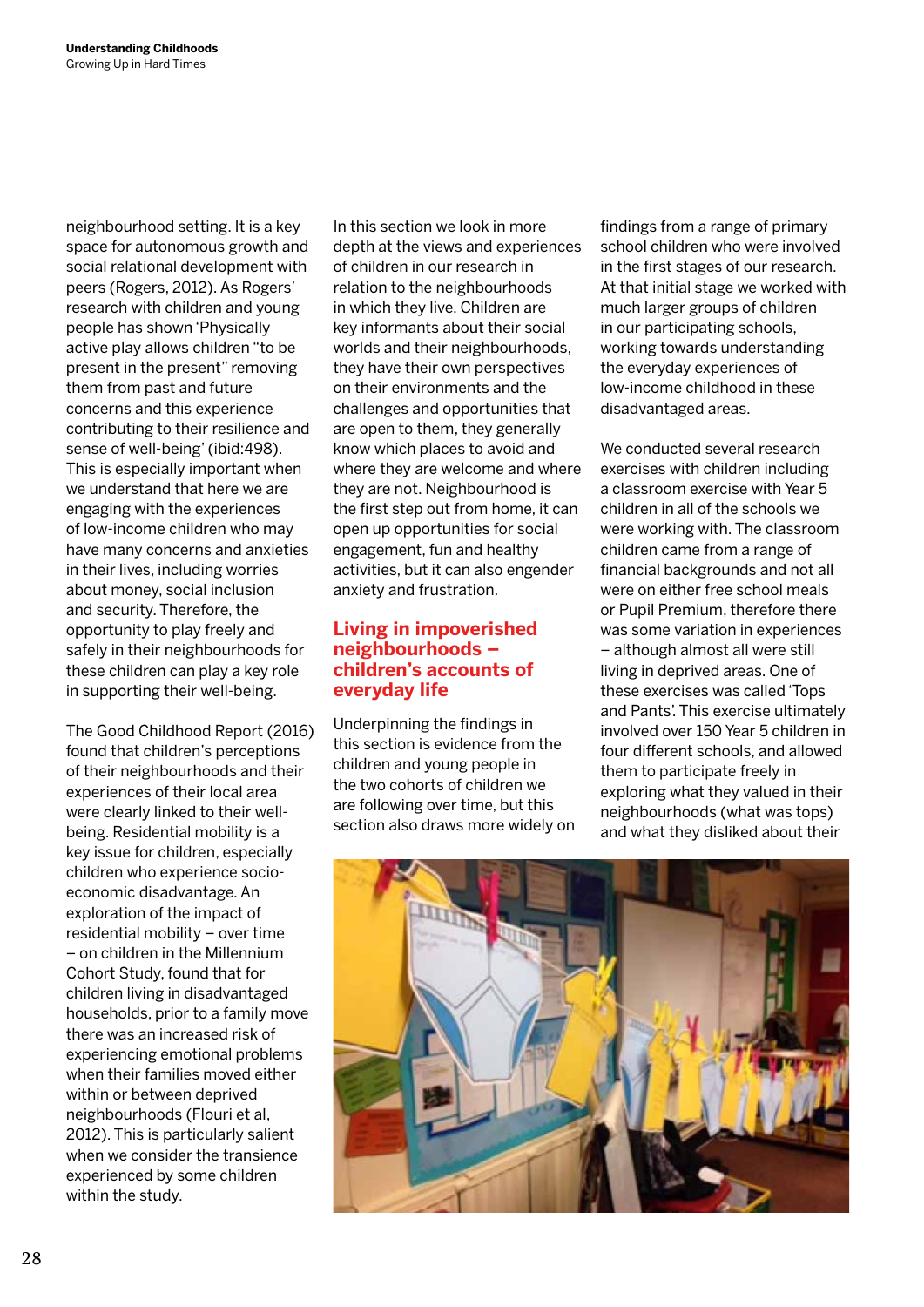neighbourhood setting. It is a key space for autonomous growth and social relational development with peers (Rogers, 2012). As Rogers' research with children and young people has shown 'Physically active play allows children "to be present in the present" removing them from past and future concerns and this experience contributing to their resilience and sense of well-being' (ibid:498). This is especially important when we understand that here we are engaging with the experiences of low-income children who may have many concerns and anxieties in their lives, including worries about money, social inclusion and security. Therefore, the opportunity to play freely and safely in their neighbourhoods for these children can play a key role in supporting their well-being.

The Good Childhood Report (2016) found that children's perceptions of their neighbourhoods and their experiences of their local area were clearly linked to their well-being. Residential mobility is a key issue for children, especially children who experience socio-economic disadvantage. An exploration of the impact of residential mobility – over time – on children in the Millennium Cohort Study, found that for children living in disadvantaged households, prior to a family move there was an increased risk of experiencing emotional problems when their families moved either within or between deprived neighbourhoods (Flouri et al, 2012). This is particularly salient when we consider the transience experienced by some children within the study.

In this section we look in more depth at the views and experiences of children in our research in relation to the neighbourhoods in which they live. Children are key informants about their social worlds and their neighbourhoods, they have their own perspectives on their environments and the challenges and opportunities that are open to them, they generally know which places to avoid and where they are welcome and where they are not. Neighbourhood is the first step out from home, it can open up opportunities for social engagement, fun and healthy activities, but it can also engender anxiety and frustration.

## Living in impoverished neighbourhoods – children's accounts of everyday life

Underpinning the findings in this section is evidence from the children and young people in the two cohorts of children we are following over time, but this section also draws more widely on findings from a range of primary school children who were involved in the first stages of our research. At that initial stage we worked with much larger groups of children in our participating schools, working towards understanding the everyday experiences of low-income childhood in these disadvantaged areas.

We conducted several research exercises with children including a classroom exercise with Year 5 children in all of the schools we were working with. The classroom children came from a range of financial backgrounds and not all were on either free school meals or Pupil Premium, therefore there was some variation in experiences – although almost all were still living in deprived areas. One of these exercises was called 'Tops and Pants'. This exercise ultimately involved over 150 Year 5 children in four different schools, and allowed them to participate freely in exploring what they valued in their neighbourhoods (what was tops) and what they disliked about their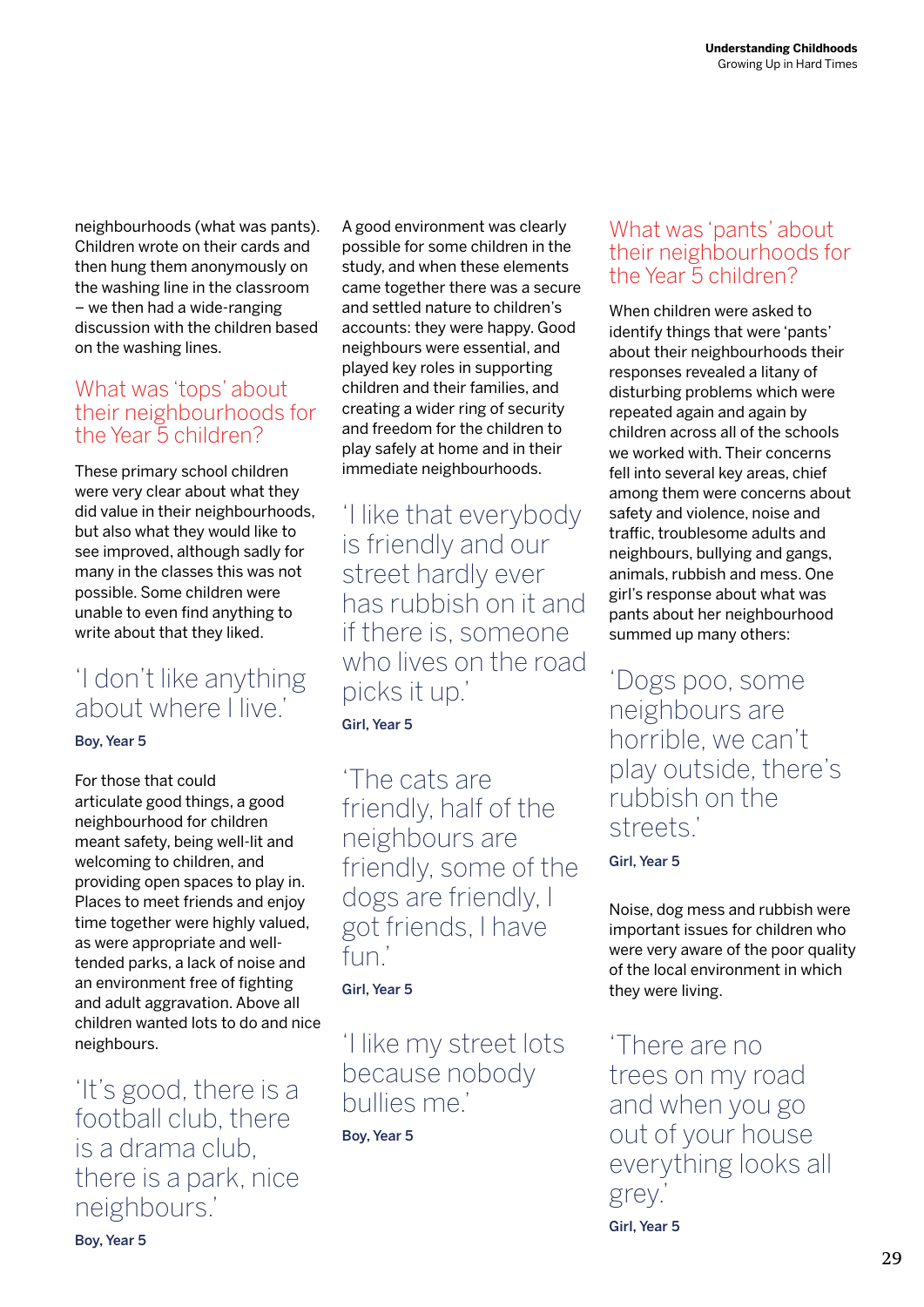neighbourhoods (what was pants). Children wrote on their cards and then hung them anonymously on the washing line in the classroom – we then had a wide-ranging discussion with the children based on the washing lines.

## What was 'tops' about their neighbourhoods for the Year 5 children?

These primary school children were very clear about what they did value in their neighbourhoods, but also what they would like to see improved, although sadly for many in the classes this was not possible. Some children were unable to even find anything to write about that they liked.

> 'I don't like anything about where I live.'
>
> **Boy, Year 5**

For those that could articulate good things, a good neighbourhood for children meant safety, being well-lit and welcoming to children, and providing open spaces to play in. Places to meet friends and enjoy time together were highly valued, as were appropriate and well-tended parks, a lack of noise and an environment free of fighting and adult aggravation. Above all children wanted lots to do and nice neighbours.

> 'It's good, there is a football club, there is a drama club, there is a park, nice neighbours.'
>
> **Boy, Year 5**

A good environment was clearly possible for some children in the study, and when these elements came together there was a secure and settled nature to children's accounts: they were happy. Good neighbours were essential, and played key roles in supporting children and their families, and creating a wider ring of security and freedom for the children to play safely at home and in their immediate neighbourhoods.

> 'I like that everybody is friendly and our street hardly ever has rubbish on it and if there is, someone who lives on the road picks it up.'
>
> **Girl, Year 5**

> 'The cats are friendly, half of the neighbours are friendly, some of the dogs are friendly, I got friends, I have fun.'
>
> **Girl, Year 5**

> 'I like my street lots because nobody bullies me.'
>
> **Boy, Year 5**

## What was 'pants' about their neighbourhoods for the Year 5 children?

When children were asked to identify things that were 'pants' about their neighbourhoods their responses revealed a litany of disturbing problems which were repeated again and again by children across all of the schools we worked with. Their concerns fell into several key areas, chief among them were concerns about safety and violence, noise and traffic, troublesome adults and neighbours, bullying and gangs, animals, rubbish and mess. One girl's response about what was pants about her neighbourhood summed up many others:

> 'Dogs poo, some neighbours are horrible, we can't play outside, there's rubbish on the streets.'
>
> **Girl, Year 5**

Noise, dog mess and rubbish were important issues for children who were very aware of the poor quality of the local environment in which they were living.

> 'There are no trees on my road and when you go out of your house everything looks all grey.'
>
> **Girl, Year 5**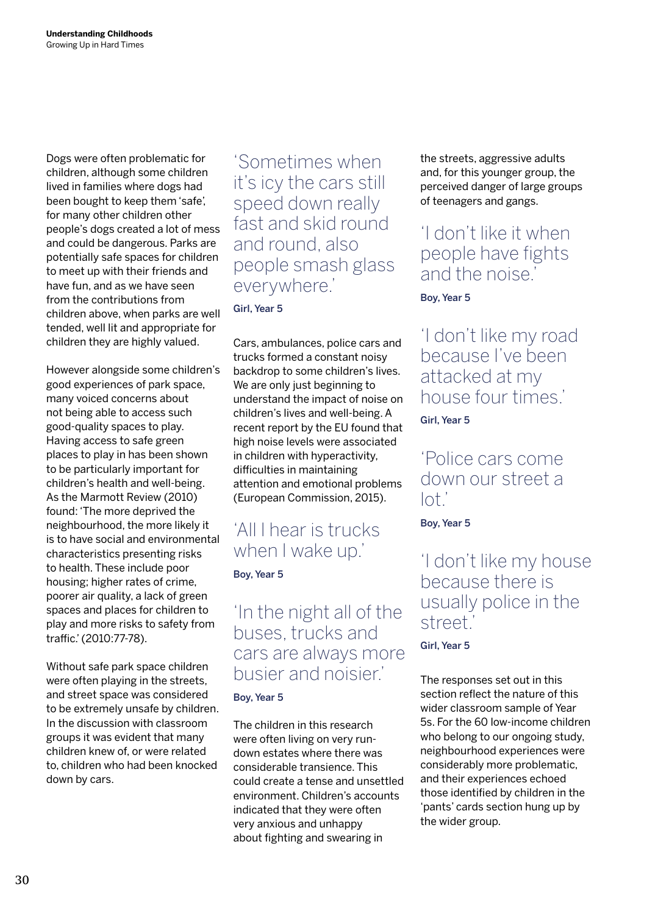Dogs were often problematic for children, although some children lived in families where dogs had been bought to keep them 'safe', for many other children other people's dogs created a lot of mess and could be dangerous. Parks are potentially safe spaces for children to meet up with their friends and have fun, and as we have seen from the contributions from children above, when parks are well tended, well lit and appropriate for children they are highly valued.

However alongside some children's good experiences of park space, many voiced concerns about not being able to access such good-quality spaces to play. Having access to safe green places to play in has been shown to be particularly important for children's health and well-being. As the Marmott Review (2010) found: 'The more deprived the neighbourhood, the more likely it is to have social and environmental characteristics presenting risks to health. These include poor housing; higher rates of crime, poorer air quality, a lack of green spaces and places for children to play and more risks to safety from traffic.' (2010:77-78).

Without safe park space children were often playing in the streets, and street space was considered to be extremely unsafe by children. In the discussion with classroom groups it was evident that many children knew of, or were related to, children who had been knocked down by cars.

> 'Sometimes when it's icy the cars still speed down really fast and skid round and round, also people smash glass everywhere.'
>
> **Girl, Year 5**

Cars, ambulances, police cars and trucks formed a constant noisy backdrop to some children's lives. We are only just beginning to understand the impact of noise on children's lives and well-being. A recent report by the EU found that high noise levels were associated in children with hyperactivity, difficulties in maintaining attention and emotional problems (European Commission, 2015).

> 'All I hear is trucks when I wake up.'
>
> **Boy, Year 5**

> 'In the night all of the buses, trucks and cars are always more busier and noisier.'
>
> **Boy, Year 5**

The children in this research were often living on very run-down estates where there was considerable transience. This could create a tense and unsettled environment. Children's accounts indicated that they were often very anxious and unhappy about fighting and swearing in the streets, aggressive adults and, for this younger group, the perceived danger of large groups of teenagers and gangs.

> 'I don't like it when people have fights and the noise.'
>
> **Boy, Year 5**

> 'I don't like my road because I've been attacked at my house four times.'
>
> **Girl, Year 5**

> 'Police cars come down our street a lot.'
>
> **Boy, Year 5**

> 'I don't like my house because there is usually police in the street.'
>
> **Girl, Year 5**

The responses set out in this section reflect the nature of this wider classroom sample of Year 5s. For the 60 low-income children who belong to our ongoing study, neighbourhood experiences were considerably more problematic, and their experiences echoed those identified by children in the 'pants' cards section hung up by the wider group.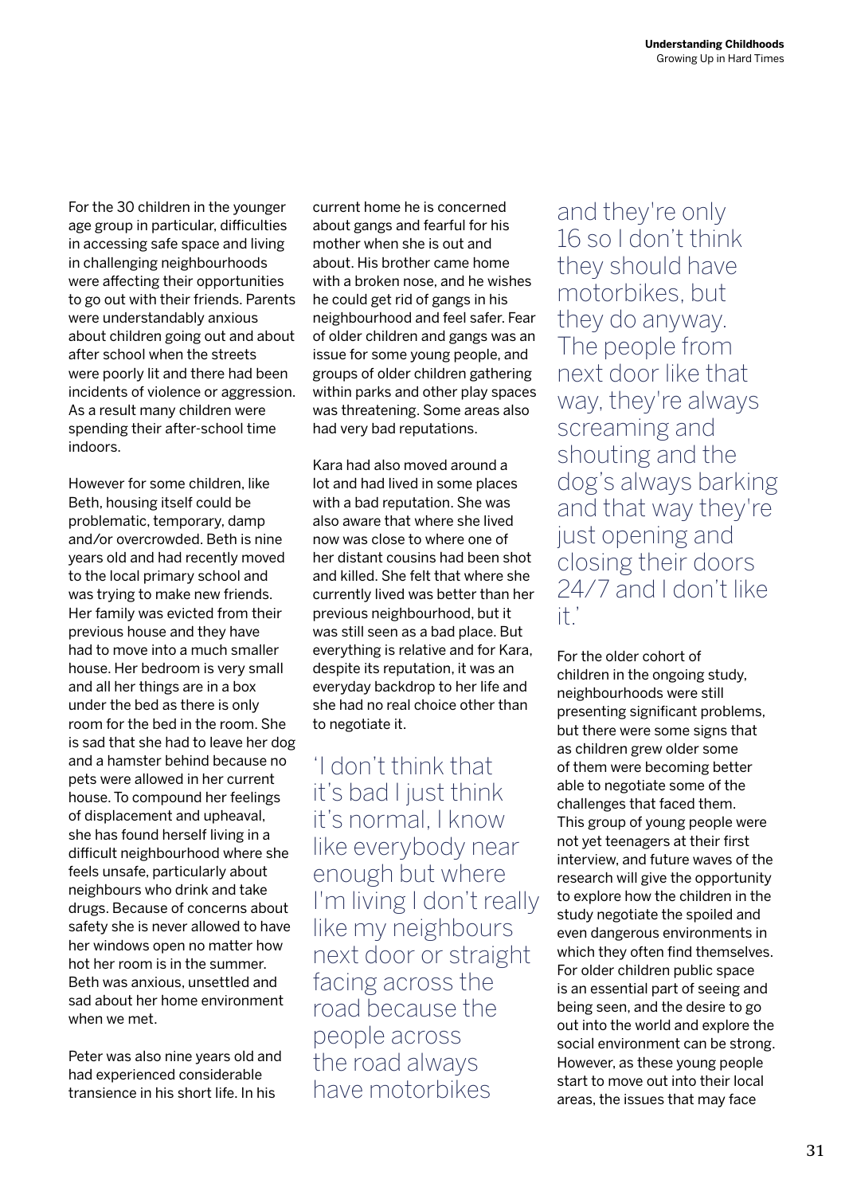For the 30 children in the younger age group in particular, difficulties in accessing safe space and living in challenging neighbourhoods were affecting their opportunities to go out with their friends. Parents were understandably anxious about children going out and about after school when the streets were poorly lit and there had been incidents of violence or aggression. As a result many children were spending their after-school time indoors.

However for some children, like Beth, housing itself could be problematic, temporary, damp and/or overcrowded. Beth is nine years old and had recently moved to the local primary school and was trying to make new friends. Her family was evicted from their previous house and they have had to move into a much smaller house. Her bedroom is very small and all her things are in a box under the bed as there is only room for the bed in the room. She is sad that she had to leave her dog and a hamster behind because no pets were allowed in her current house. To compound her feelings of displacement and upheaval, she has found herself living in a difficult neighbourhood where she feels unsafe, particularly about neighbours who drink and take drugs. Because of concerns about safety she is never allowed to have her windows open no matter how hot her room is in the summer. Beth was anxious, unsettled and sad about her home environment when we met.

Peter was also nine years old and had experienced considerable transience in his short life. In his current home he is concerned about gangs and fearful for his mother when she is out and about. His brother came home with a broken nose, and he wishes he could get rid of gangs in his neighbourhood and feel safer. Fear of older children and gangs was an issue for some young people, and groups of older children gathering within parks and other play spaces was threatening. Some areas also had very bad reputations.

Kara had also moved around a lot and had lived in some places with a bad reputation. She was also aware that where she lived now was close to where one of her distant cousins had been shot and killed. She felt that where she currently lived was better than her previous neighbourhood, but it was still seen as a bad place. But everything is relative and for Kara, despite its reputation, it was an everyday backdrop to her life and she had no real choice other than to negotiate it.

> 'I don't think that it's bad I just think it's normal, I know like everybody near enough but where I'm living I don't really like my neighbours next door or straight facing across the road because the people across the road always have motorbikes and they're only 16 so I don't think they should have motorbikes, but they do anyway. The people from next door like that way, they're always screaming and shouting and the dog's always barking and that way they're just opening and closing their doors 24/7 and I don't like it.'

For the older cohort of children in the ongoing study, neighbourhoods were still presenting significant problems, but there were some signs that as children grew older some of them were becoming better able to negotiate some of the challenges that faced them. This group of young people were not yet teenagers at their first interview, and future waves of the research will give the opportunity to explore how the children in the study negotiate the spoiled and even dangerous environments in which they often find themselves. For older children public space is an essential part of seeing and being seen, and the desire to go out into the world and explore the social environment can be strong. However, as these young people start to move out into their local areas, the issues that may face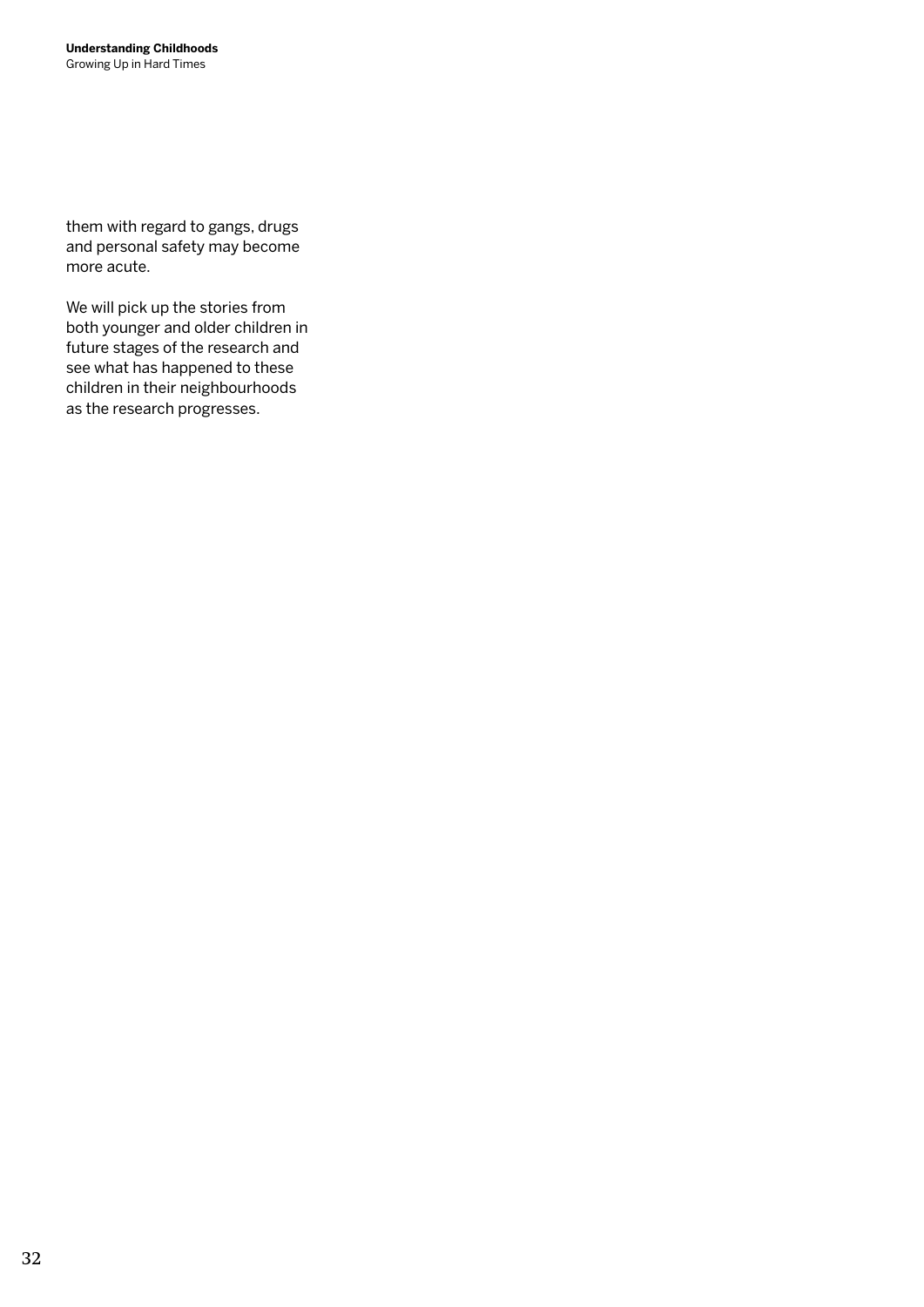them with regard to gangs, drugs and personal safety may become more acute.

We will pick up the stories from both younger and older children in future stages of the research and see what has happened to these children in their neighbourhoods as the research progresses.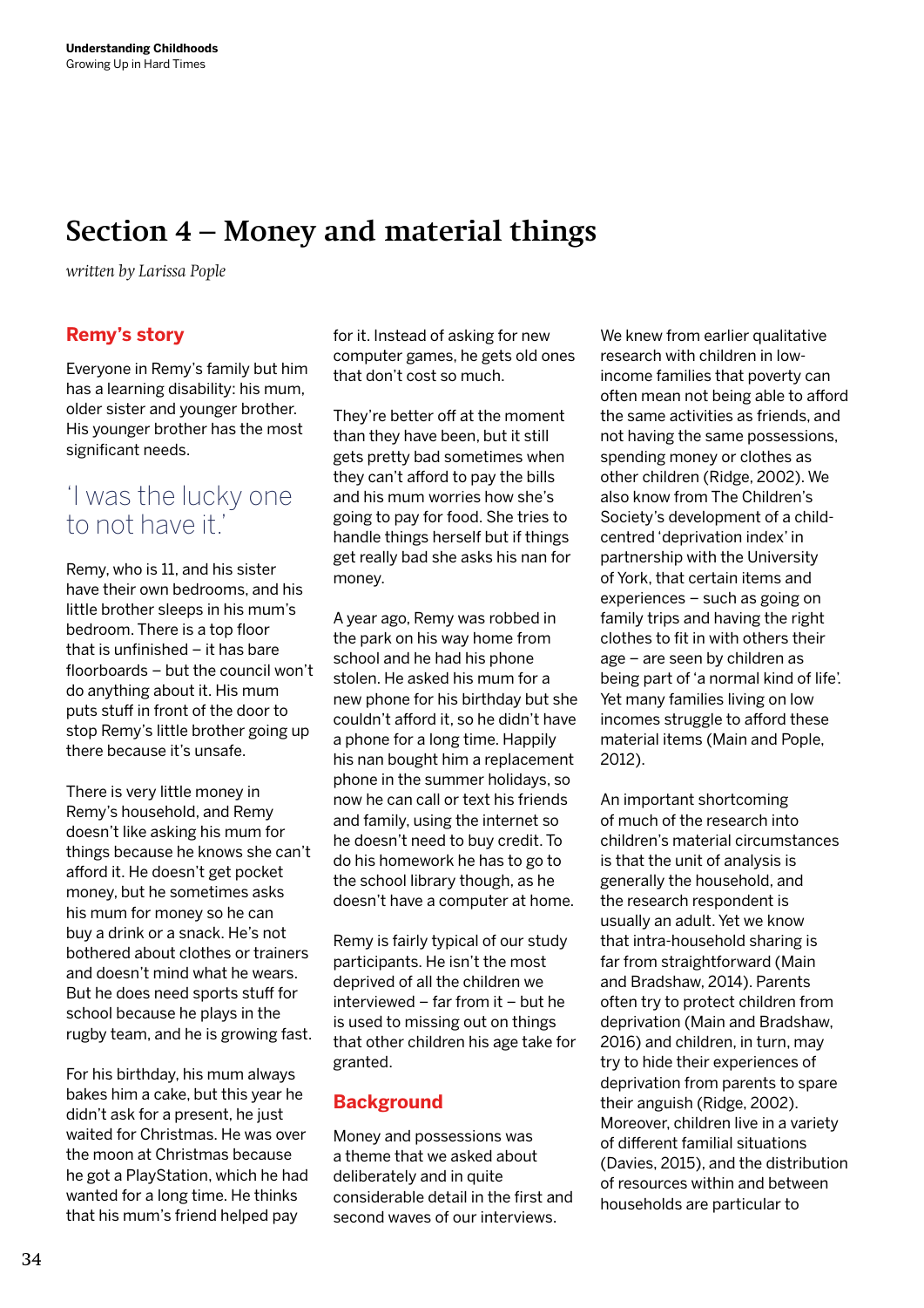# Section 4 – Money and material things

*written by Larissa Pople*

## Remy's story

Everyone in Remy's family but him has a learning disability: his mum, older sister and younger brother. His younger brother has the most significant needs.

> 'I was the lucky one to not have it.'

Remy, who is 11, and his sister have their own bedrooms, and his little brother sleeps in his mum's bedroom. There is a top floor that is unfinished – it has bare floorboards – but the council won't do anything about it. His mum puts stuff in front of the door to stop Remy's little brother going up there because it's unsafe.

There is very little money in Remy's household, and Remy doesn't like asking his mum for things because he knows she can't afford it. He doesn't get pocket money, but he sometimes asks his mum for money so he can buy a drink or a snack. He's not bothered about clothes or trainers and doesn't mind what he wears. But he does need sports stuff for school because he plays in the rugby team, and he is growing fast.

For his birthday, his mum always bakes him a cake, but this year he didn't ask for a present, he just waited for Christmas. He was over the moon at Christmas because he got a PlayStation, which he had wanted for a long time. He thinks that his mum's friend helped pay for it. Instead of asking for new computer games, he gets old ones that don't cost so much.

They're better off at the moment than they have been, but it still gets pretty bad sometimes when they can't afford to pay the bills and his mum worries how she's going to pay for food. She tries to handle things herself but if things get really bad she asks his nan for money.

A year ago, Remy was robbed in the park on his way home from school and he had his phone stolen. He asked his mum for a new phone for his birthday but she couldn't afford it, so he didn't have a phone for a long time. Happily his nan bought him a replacement phone in the summer holidays, so now he can call or text his friends and family, using the internet so he doesn't need to buy credit. To do his homework he has to go to the school library though, as he doesn't have a computer at home.

Remy is fairly typical of our study participants. He isn't the most deprived of all the children we interviewed – far from it – but he is used to missing out on things that other children his age take for granted.

## Background

Money and possessions was a theme that we asked about deliberately and in quite considerable detail in the first and second waves of our interviews.

We knew from earlier qualitative research with children in low-income families that poverty can often mean not being able to afford the same activities as friends, and not having the same possessions, spending money or clothes as other children (Ridge, 2002). We also know from The Children's Society's development of a child-centred 'deprivation index' in partnership with the University of York, that certain items and experiences – such as going on family trips and having the right clothes to fit in with others their age – are seen by children as being part of 'a normal kind of life'. Yet many families living on low incomes struggle to afford these material items (Main and Pople, 2012).

An important shortcoming of much of the research into children's material circumstances is that the unit of analysis is generally the household, and the research respondent is usually an adult. Yet we know that intra-household sharing is far from straightforward (Main and Bradshaw, 2014). Parents often try to protect children from deprivation (Main and Bradshaw, 2016) and children, in turn, may try to hide their experiences of deprivation from parents to spare their anguish (Ridge, 2002). Moreover, children live in a variety of different familial situations (Davies, 2015), and the distribution of resources within and between households are particular to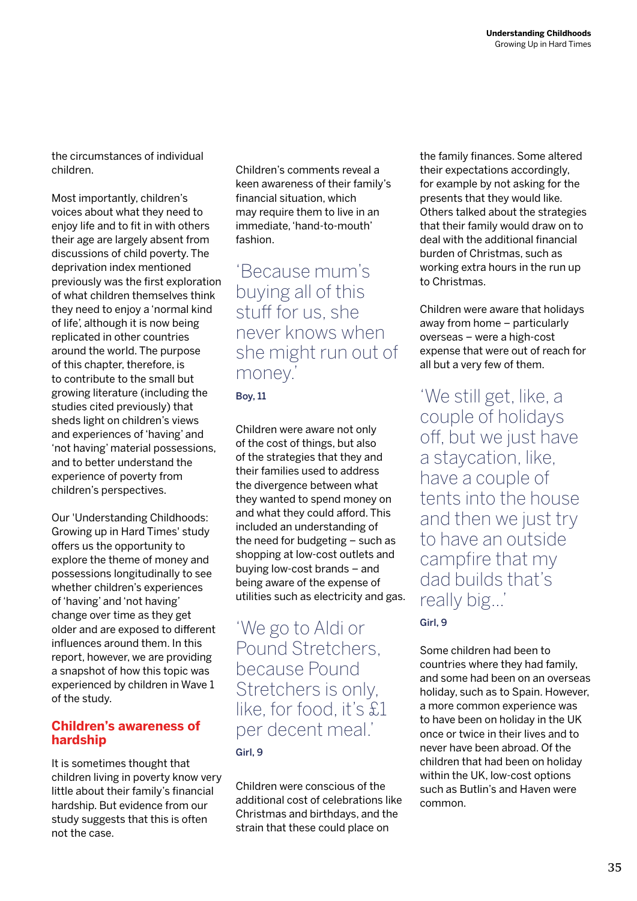the circumstances of individual children.

Most importantly, children's voices about what they need to enjoy life and to fit in with others their age are largely absent from discussions of child poverty. The deprivation index mentioned previously was the first exploration of what children themselves think they need to enjoy a 'normal kind of life', although it is now being replicated in other countries around the world. The purpose of this chapter, therefore, is to contribute to the small but growing literature (including the studies cited previously) that sheds light on children's views and experiences of 'having' and 'not having' material possessions, and to better understand the experience of poverty from children's perspectives.

Our 'Understanding Childhoods: Growing up in Hard Times' study offers us the opportunity to explore the theme of money and possessions longitudinally to see whether children's experiences of 'having' and 'not having' change over time as they get older and are exposed to different influences around them. In this report, however, we are providing a snapshot of how this topic was experienced by children in Wave 1 of the study.

## Children's awareness of hardship

It is sometimes thought that children living in poverty know very little about their family's financial hardship. But evidence from our study suggests that this is often not the case.

Children's comments reveal a keen awareness of their family's financial situation, which may require them to live in an immediate, 'hand-to-mouth' fashion.

> 'Because mum's buying all of this stuff for us, she never knows when she might run out of money.'
>
> **Boy, 11**

Children were aware not only of the cost of things, but also of the strategies that they and their families used to address the divergence between what they wanted to spend money on and what they could afford. This included an understanding of the need for budgeting – such as shopping at low-cost outlets and buying low-cost brands – and being aware of the expense of utilities such as electricity and gas.

> 'We go to Aldi or Pound Stretchers, because Pound Stretchers is only, like, for food, it's £1 per decent meal.'
>
> **Girl, 9**

Children were conscious of the additional cost of celebrations like Christmas and birthdays, and the strain that these could place on the family finances. Some altered their expectations accordingly, for example by not asking for the presents that they would like. Others talked about the strategies that their family would draw on to deal with the additional financial burden of Christmas, such as working extra hours in the run up to Christmas.

Children were aware that holidays away from home – particularly overseas – were a high-cost expense that were out of reach for all but a very few of them.

> 'We still get, like, a couple of holidays off, but we just have a staycation, like, have a couple of tents into the house and then we just try to have an outside campfire that my dad builds that's really big...'
>
> **Girl, 9**

Some children had been to countries where they had family, and some had been on an overseas holiday, such as to Spain. However, a more common experience was to have been on holiday in the UK once or twice in their lives and to never have been abroad. Of the children that had been on holiday within the UK, low-cost options such as Butlin's and Haven were common.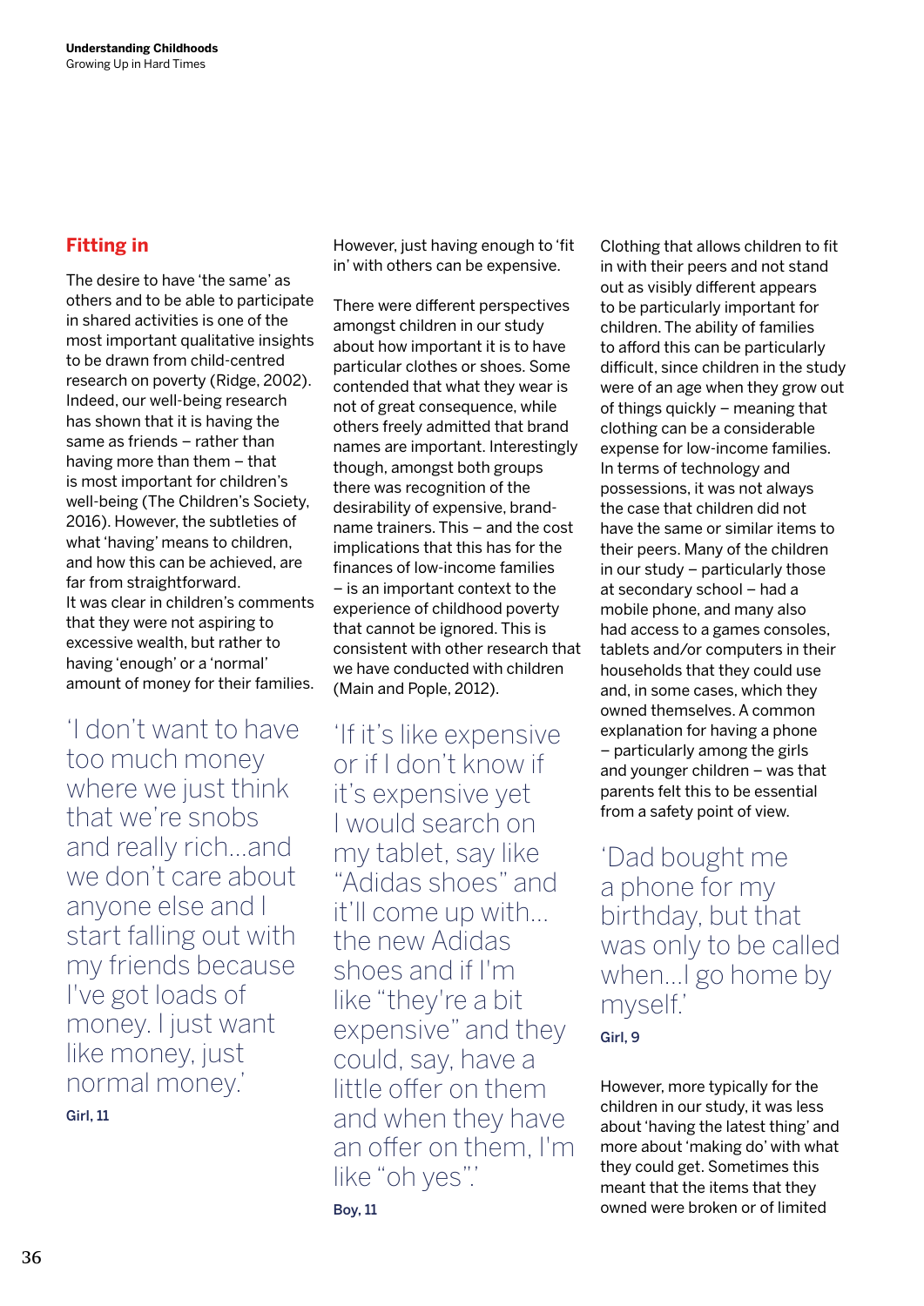## Fitting in

The desire to have 'the same' as others and to be able to participate in shared activities is one of the most important qualitative insights to be drawn from child-centred research on poverty (Ridge, 2002). Indeed, our well-being research has shown that it is having the same as friends – rather than having more than them – that is most important for children's well-being (The Children's Society, 2016). However, the subtleties of what 'having' means to children, and how this can be achieved, are far from straightforward.
It was clear in children's comments that they were not aspiring to excessive wealth, but rather to having 'enough' or a 'normal' amount of money for their families.

> 'I don't want to have too much money where we just think that we're snobs and really rich…and we don't care about anyone else and I start falling out with my friends because I've got loads of money. I just want like money, just normal money.'
>
> **Girl, 11**

However, just having enough to 'fit in' with others can be expensive.

There were different perspectives amongst children in our study about how important it is to have particular clothes or shoes. Some contended that what they wear is not of great consequence, while others freely admitted that brand names are important. Interestingly though, amongst both groups there was recognition of the desirability of expensive, brand-name trainers. This – and the cost implications that this has for the finances of low-income families – is an important context to the experience of childhood poverty that cannot be ignored. This is consistent with other research that we have conducted with children (Main and Pople, 2012).

> 'If it's like expensive or if I don't know if it's expensive yet I would search on my tablet, say like "Adidas shoes" and it'll come up with… the new Adidas shoes and if I'm like "they're a bit expensive" and they could, say, have a little offer on them and when they have an offer on them, I'm like "oh yes".'
>
> **Boy, 11**

Clothing that allows children to fit in with their peers and not stand out as visibly different appears to be particularly important for children. The ability of families to afford this can be particularly difficult, since children in the study were of an age when they grow out of things quickly – meaning that clothing can be a considerable expense for low-income families. In terms of technology and possessions, it was not always the case that children did not have the same or similar items to their peers. Many of the children in our study – particularly those at secondary school – had a mobile phone, and many also had access to a games consoles, tablets and/or computers in their households that they could use and, in some cases, which they owned themselves. A common explanation for having a phone – particularly among the girls and younger children – was that parents felt this to be essential from a safety point of view.

> 'Dad bought me a phone for my birthday, but that was only to be called when…I go home by myself.'
>
> **Girl, 9**

However, more typically for the children in our study, it was less about 'having the latest thing' and more about 'making do' with what they could get. Sometimes this meant that the items that they owned were broken or of limited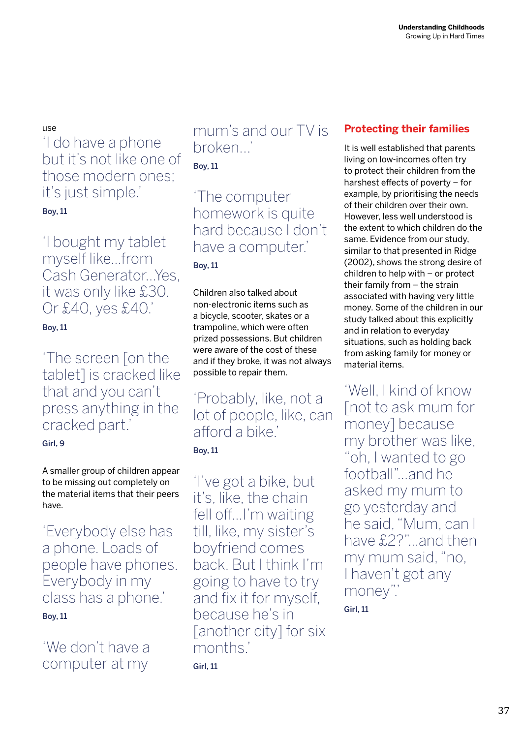use

'I do have a phone but it's not like one of those modern ones; it's just simple.'

**Boy, 11**

'I bought my tablet myself like...from Cash Generator...Yes, it was only like £30. Or £40, yes £40.'

**Boy, 11**

'The screen [on the tablet] is cracked like that and you can't press anything in the cracked part.'

**Girl, 9**

A smaller group of children appear to be missing out completely on the material items that their peers have.

'Everybody else has a phone. Loads of people have phones. Everybody in my class has a phone.'

**Boy, 11**

'We don't have a computer at my mum's and our TV is broken...'

**Boy, 11**

'The computer homework is quite hard because I don't have a computer.'

**Boy, 11**

Children also talked about non-electronic items such as a bicycle, scooter, skates or a trampoline, which were often prized possessions. But children were aware of the cost of these and if they broke, it was not always possible to repair them.

'Probably, like, not a lot of people, like, can afford a bike.'

**Boy, 11**

'I've got a bike, but it's, like, the chain fell off...I'm waiting till, like, my sister's boyfriend comes back. But I think I'm going to have to try and fix it for myself, because he's in [another city] for six months.'

**Girl, 11**

## Protecting their families

It is well established that parents living on low-incomes often try to protect their children from the harshest effects of poverty – for example, by prioritising the needs of their children over their own. However, less well understood is the extent to which children do the same. Evidence from our study, similar to that presented in Ridge (2002), shows the strong desire of children to help with – or protect their family from – the strain associated with having very little money. Some of the children in our study talked about this explicitly and in relation to everyday situations, such as holding back from asking family for money or material items.

'Well, I kind of know [not to ask mum for money] because my brother was like, "oh, I wanted to go football"...and he asked my mum to go yesterday and he said, "Mum, can I have £2?"...and then my mum said, "no, I haven't got any money".'

**Girl, 11**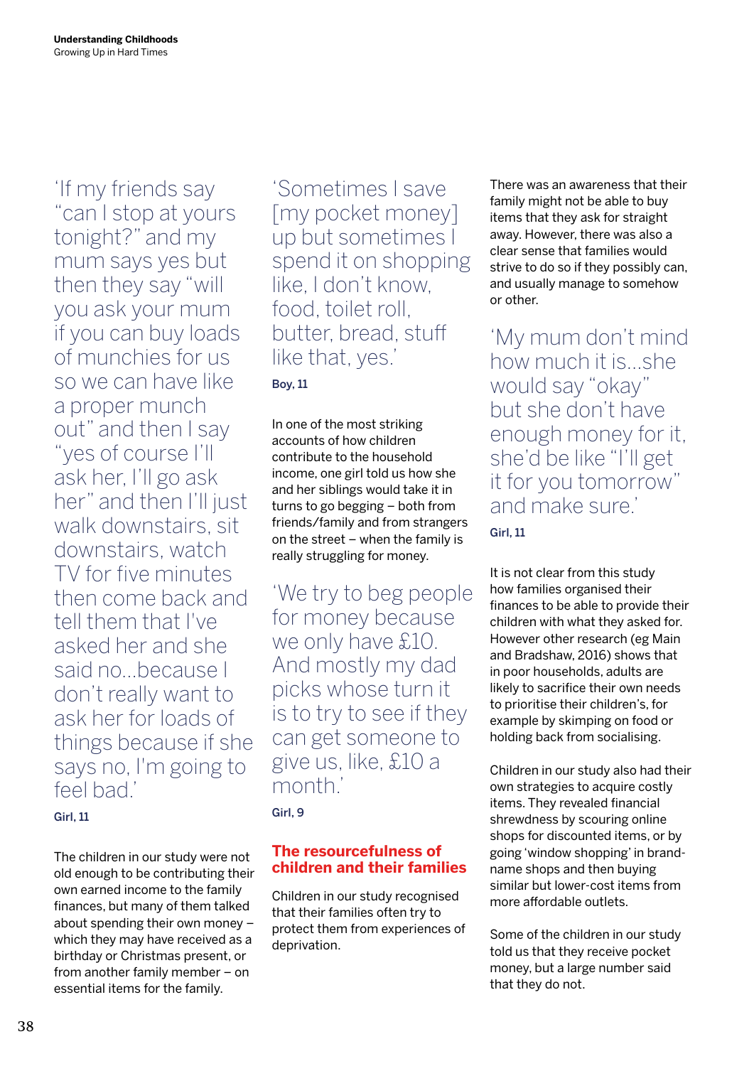'If my friends say "can I stop at yours tonight?" and my mum says yes but then they say "will you ask your mum if you can buy loads of munchies for us so we can have like a proper munch out" and then I say "yes of course I'll ask her, I'll go ask her" and then I'll just walk downstairs, sit downstairs, watch TV for five minutes then come back and tell them that I've asked her and she said no...because I don't really want to ask her for loads of things because if she says no, I'm going to feel bad.'

**Girl, 11**

The children in our study were not old enough to be contributing their own earned income to the family finances, but many of them talked about spending their own money – which they may have received as a birthday or Christmas present, or from another family member – on essential items for the family.

'Sometimes I save [my pocket money] up but sometimes I spend it on shopping like, I don't know, food, toilet roll, butter, bread, stuff like that, yes.'

**Boy, 11**

In one of the most striking accounts of how children contribute to the household income, one girl told us how she and her siblings would take it in turns to go begging – both from friends/family and from strangers on the street – when the family is really struggling for money.

'We try to beg people for money because we only have £10. And mostly my dad picks whose turn it is to try to see if they can get someone to give us, like, £10 a month.'

**Girl, 9**

## The resourcefulness of children and their families

Children in our study recognised that their families often try to protect them from experiences of deprivation.

There was an awareness that their family might not be able to buy items that they ask for straight away. However, there was also a clear sense that families would strive to do so if they possibly can, and usually manage to somehow or other.

'My mum don't mind how much it is...she would say "okay" but she don't have enough money for it, she'd be like "I'll get it for you tomorrow" and make sure.'

**Girl, 11**

It is not clear from this study how families organised their finances to be able to provide their children with what they asked for. However other research (eg Main and Bradshaw, 2016) shows that in poor households, adults are likely to sacrifice their own needs to prioritise their children's, for example by skimping on food or holding back from socialising.

Children in our study also had their own strategies to acquire costly items. They revealed financial shrewdness by scouring online shops for discounted items, or by going 'window shopping' in brand-name shops and then buying similar but lower-cost items from more affordable outlets.

Some of the children in our study told us that they receive pocket money, but a large number said that they do not.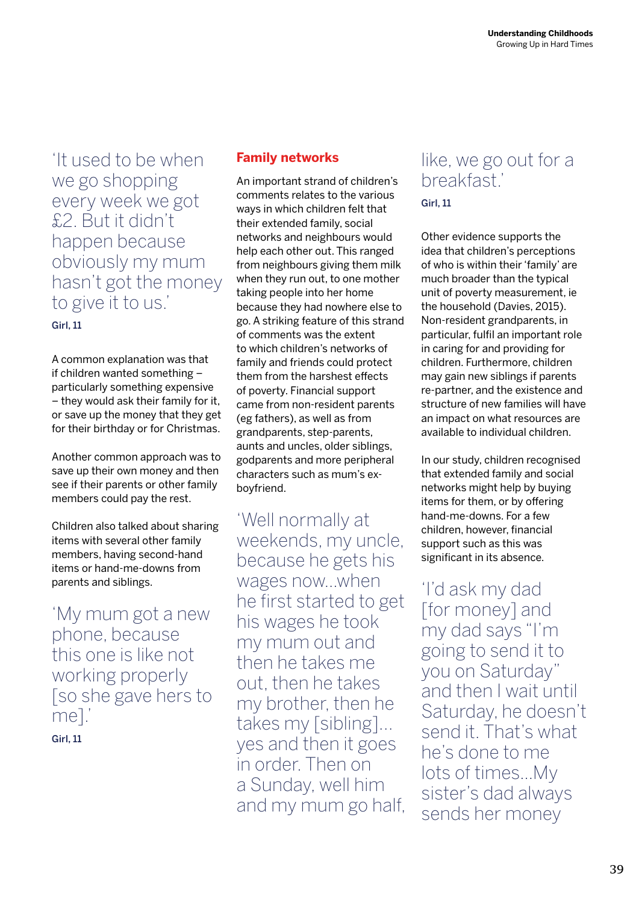'It used to be when we go shopping every week we got £2. But it didn't happen because obviously my mum hasn't got the money to give it to us.'

**Girl, 11**

A common explanation was that if children wanted something – particularly something expensive – they would ask their family for it, or save up the money that they get for their birthday or for Christmas.

Another common approach was to save up their own money and then see if their parents or other family members could pay the rest.

Children also talked about sharing items with several other family members, having second-hand items or hand-me-downs from parents and siblings.

'My mum got a new phone, because this one is like not working properly [so she gave hers to me].'

**Girl, 11**

## Family networks

An important strand of children's comments relates to the various ways in which children felt that their extended family, social networks and neighbours would help each other out. This ranged from neighbours giving them milk when they run out, to one mother taking people into her home because they had nowhere else to go. A striking feature of this strand of comments was the extent to which children's networks of family and friends could protect them from the harshest effects of poverty. Financial support came from non-resident parents (eg fathers), as well as from grandparents, step-parents, aunts and uncles, older siblings, godparents and more peripheral characters such as mum's ex-boyfriend.

'Well normally at weekends, my uncle, because he gets his wages now...when he first started to get his wages he took my mum out and then he takes me out, then he takes my brother, then he takes my [sibling]... yes and then it goes in order. Then on a Sunday, well him and my mum go half, like, we go out for a breakfast.'

**Girl, 11**

Other evidence supports the idea that children's perceptions of who is within their 'family' are much broader than the typical unit of poverty measurement, ie the household (Davies, 2015). Non-resident grandparents, in particular, fulfil an important role in caring for and providing for children. Furthermore, children may gain new siblings if parents re-partner, and the existence and structure of new families will have an impact on what resources are available to individual children.

In our study, children recognised that extended family and social networks might help by buying items for them, or by offering hand-me-downs. For a few children, however, financial support such as this was significant in its absence.

'I'd ask my dad [for money] and my dad says "I'm going to send it to you on Saturday" and then I wait until Saturday, he doesn't send it. That's what he's done to me lots of times...My sister's dad always sends her money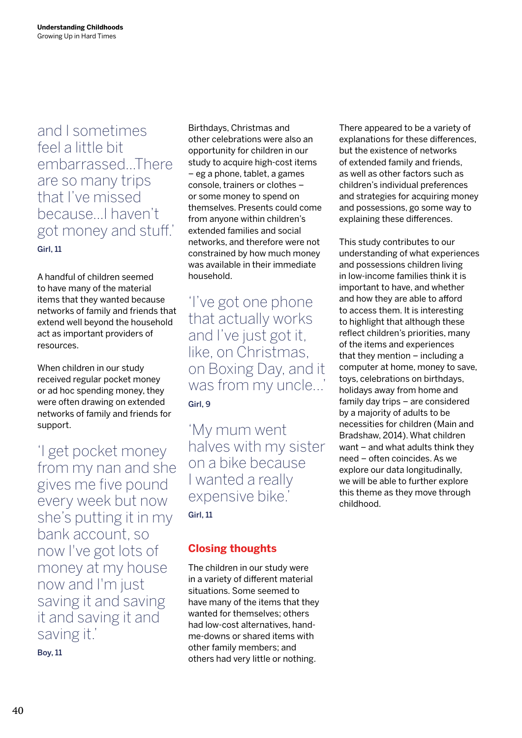and I sometimes feel a little bit embarrassed...There are so many trips that I've missed because...I haven't got money and stuff.'

**Girl, 11**

A handful of children seemed to have many of the material items that they wanted because networks of family and friends that extend well beyond the household act as important providers of resources.

When children in our study received regular pocket money or ad hoc spending money, they were often drawing on extended networks of family and friends for support.

'I get pocket money from my nan and she gives me five pound every week but now she's putting it in my bank account, so now I've got lots of money at my house now and I'm just saving it and saving it and saving it and saving it.'

**Boy, 11**

Birthdays, Christmas and other celebrations were also an opportunity for children in our study to acquire high-cost items – eg a phone, tablet, a games console, trainers or clothes – or some money to spend on themselves. Presents could come from anyone within children's extended families and social networks, and therefore were not constrained by how much money was available in their immediate household.

'I've got one phone that actually works and I've just got it, like, on Christmas, on Boxing Day, and it was from my uncle...'

**Girl, 9**

'My mum went halves with my sister on a bike because I wanted a really expensive bike.'

**Girl, 11**

## Closing thoughts

The children in our study were in a variety of different material situations. Some seemed to have many of the items that they wanted for themselves; others had low-cost alternatives, hand-me-downs or shared items with other family members; and others had very little or nothing.

There appeared to be a variety of explanations for these differences, but the existence of networks of extended family and friends, as well as other factors such as children's individual preferences and strategies for acquiring money and possessions, go some way to explaining these differences.

This study contributes to our understanding of what experiences and possessions children living in low-income families think it is important to have, and whether and how they are able to afford to access them. It is interesting to highlight that although these reflect children's priorities, many of the items and experiences that they mention – including a computer at home, money to save, toys, celebrations on birthdays, holidays away from home and family day trips – are considered by a majority of adults to be necessities for children (Main and Bradshaw, 2014). What children want – and what adults think they need – often coincides. As we explore our data longitudinally, we will be able to further explore this theme as they move through childhood.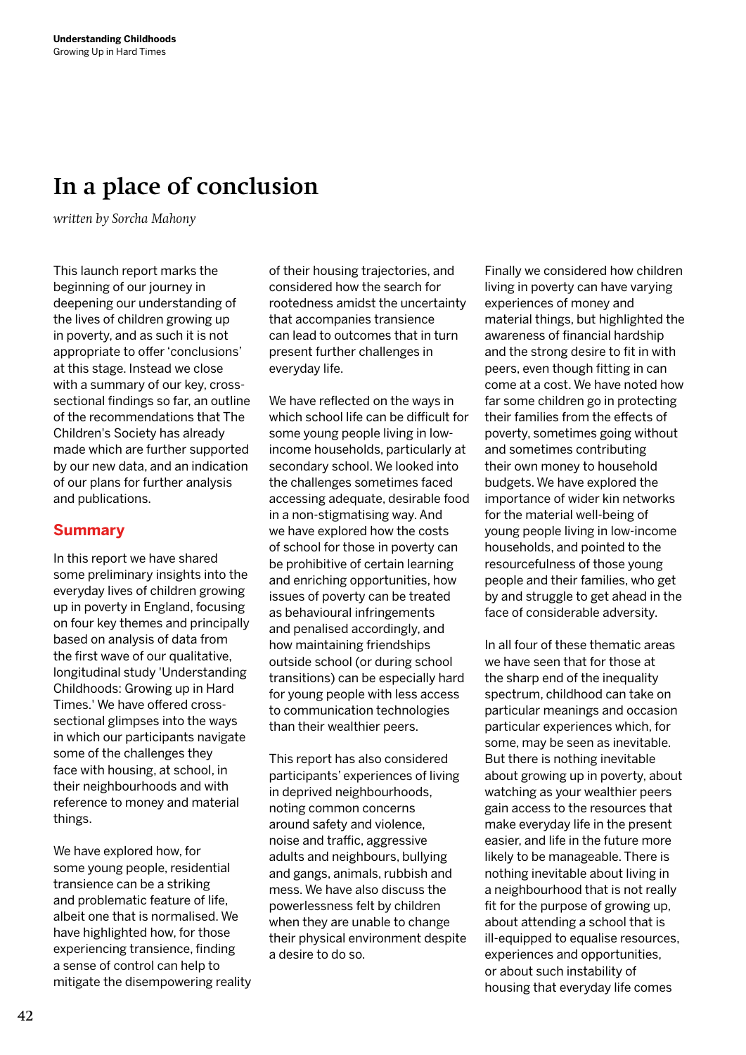# In a place of conclusion

*written by Sorcha Mahony*

This launch report marks the beginning of our journey in deepening our understanding of the lives of children growing up in poverty, and as such it is not appropriate to offer 'conclusions' at this stage. Instead we close with a summary of our key, cross-sectional findings so far, an outline of the recommendations that The Children's Society has already made which are further supported by our new data, and an indication of our plans for further analysis and publications.

## Summary

In this report we have shared some preliminary insights into the everyday lives of children growing up in poverty in England, focusing on four key themes and principally based on analysis of data from the first wave of our qualitative, longitudinal study 'Understanding Childhoods: Growing up in Hard Times.' We have offered cross-sectional glimpses into the ways in which our participants navigate some of the challenges they face with housing, at school, in their neighbourhoods and with reference to money and material things.

We have explored how, for some young people, residential transience can be a striking and problematic feature of life, albeit one that is normalised. We have highlighted how, for those experiencing transience, finding a sense of control can help to mitigate the disempowering reality of their housing trajectories, and considered how the search for rootedness amidst the uncertainty that accompanies transience can lead to outcomes that in turn present further challenges in everyday life.

We have reflected on the ways in which school life can be difficult for some young people living in low-income households, particularly at secondary school. We looked into the challenges sometimes faced accessing adequate, desirable food in a non-stigmatising way. And we have explored how the costs of school for those in poverty can be prohibitive of certain learning and enriching opportunities, how issues of poverty can be treated as behavioural infringements and penalised accordingly, and how maintaining friendships outside school (or during school transitions) can be especially hard for young people with less access to communication technologies than their wealthier peers.

This report has also considered participants' experiences of living in deprived neighbourhoods, noting common concerns around safety and violence, noise and traffic, aggressive adults and neighbours, bullying and gangs, animals, rubbish and mess. We have also discuss the powerlessness felt by children when they are unable to change their physical environment despite a desire to do so.

Finally we considered how children living in poverty can have varying experiences of money and material things, but highlighted the awareness of financial hardship and the strong desire to fit in with peers, even though fitting in can come at a cost. We have noted how far some children go in protecting their families from the effects of poverty, sometimes going without and sometimes contributing their own money to household budgets. We have explored the importance of wider kin networks for the material well-being of young people living in low-income households, and pointed to the resourcefulness of those young people and their families, who get by and struggle to get ahead in the face of considerable adversity.

In all four of these thematic areas we have seen that for those at the sharp end of the inequality spectrum, childhood can take on particular meanings and occasion particular experiences which, for some, may be seen as inevitable. But there is nothing inevitable about growing up in poverty, about watching as your wealthier peers gain access to the resources that make everyday life in the present easier, and life in the future more likely to be manageable. There is nothing inevitable about living in a neighbourhood that is not really fit for the purpose of growing up, about attending a school that is ill-equipped to equalise resources, experiences and opportunities, or about such instability of housing that everyday life comes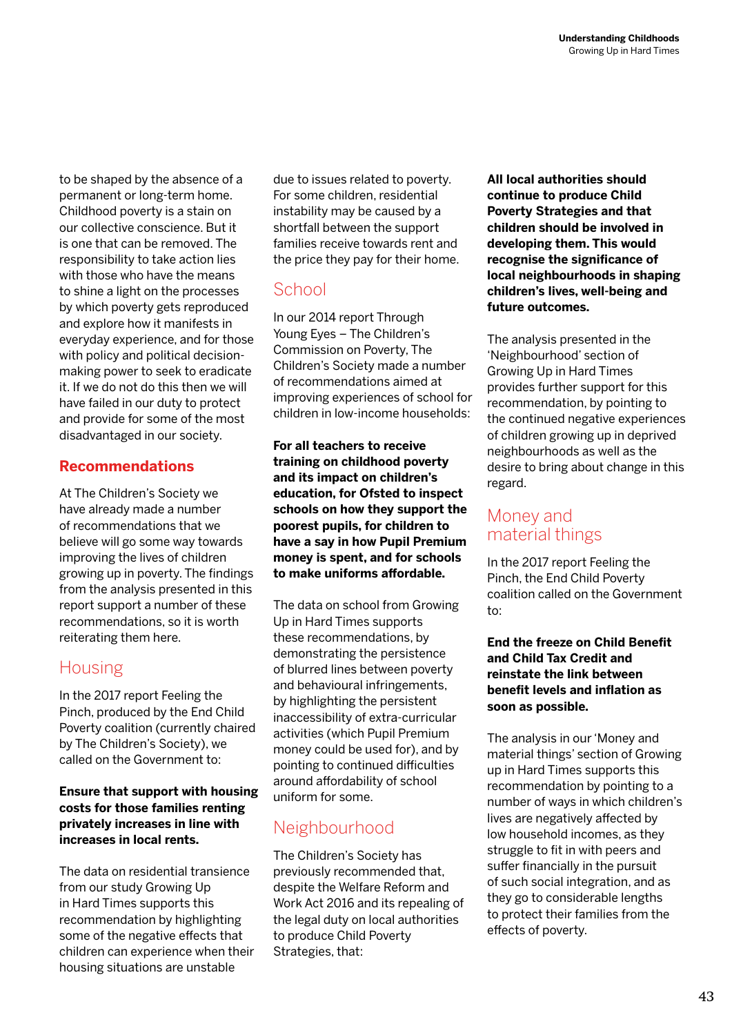to be shaped by the absence of a permanent or long-term home. Childhood poverty is a stain on our collective conscience. But it is one that can be removed. The responsibility to take action lies with those who have the means to shine a light on the processes by which poverty gets reproduced and explore how it manifests in everyday experience, and for those with policy and political decision-making power to seek to eradicate it. If we do not do this then we will have failed in our duty to protect and provide for some of the most disadvantaged in our society.

## Recommendations

At The Children's Society we have already made a number of recommendations that we believe will go some way towards improving the lives of children growing up in poverty. The findings from the analysis presented in this report support a number of these recommendations, so it is worth reiterating them here.

### Housing

In the 2017 report Feeling the Pinch, produced by the End Child Poverty coalition (currently chaired by The Children's Society), we called on the Government to:

**Ensure that support with housing costs for those families renting privately increases in line with increases in local rents.**

The data on residential transience from our study Growing Up in Hard Times supports this recommendation by highlighting some of the negative effects that children can experience when their housing situations are unstable due to issues related to poverty. For some children, residential instability may be caused by a shortfall between the support families receive towards rent and the price they pay for their home.

### School

In our 2014 report Through Young Eyes – The Children's Commission on Poverty, The Children's Society made a number of recommendations aimed at improving experiences of school for children in low-income households:

**For all teachers to receive training on childhood poverty and its impact on children's education, for Ofsted to inspect schools on how they support the poorest pupils, for children to have a say in how Pupil Premium money is spent, and for schools to make uniforms affordable.**

The data on school from Growing Up in Hard Times supports these recommendations, by demonstrating the persistence of blurred lines between poverty and behavioural infringements, by highlighting the persistent inaccessibility of extra-curricular activities (which Pupil Premium money could be used for), and by pointing to continued difficulties around affordability of school uniform for some.

### Neighbourhood

The Children's Society has previously recommended that, despite the Welfare Reform and Work Act 2016 and its repealing of the legal duty on local authorities to produce Child Poverty Strategies, that:

**All local authorities should continue to produce Child Poverty Strategies and that children should be involved in developing them. This would recognise the significance of local neighbourhoods in shaping children's lives, well-being and future outcomes.**

The analysis presented in the 'Neighbourhood' section of Growing Up in Hard Times provides further support for this recommendation, by pointing to the continued negative experiences of children growing up in deprived neighbourhoods as well as the desire to bring about change in this regard.

### Money and material things

In the 2017 report Feeling the Pinch, the End Child Poverty coalition called on the Government to:

**End the freeze on Child Benefit and Child Tax Credit and reinstate the link between benefit levels and inflation as soon as possible.**

The analysis in our 'Money and material things' section of Growing up in Hard Times supports this recommendation by pointing to a number of ways in which children's lives are negatively affected by low household incomes, as they struggle to fit in with peers and suffer financially in the pursuit of such social integration, and as they go to considerable lengths to protect their families from the effects of poverty.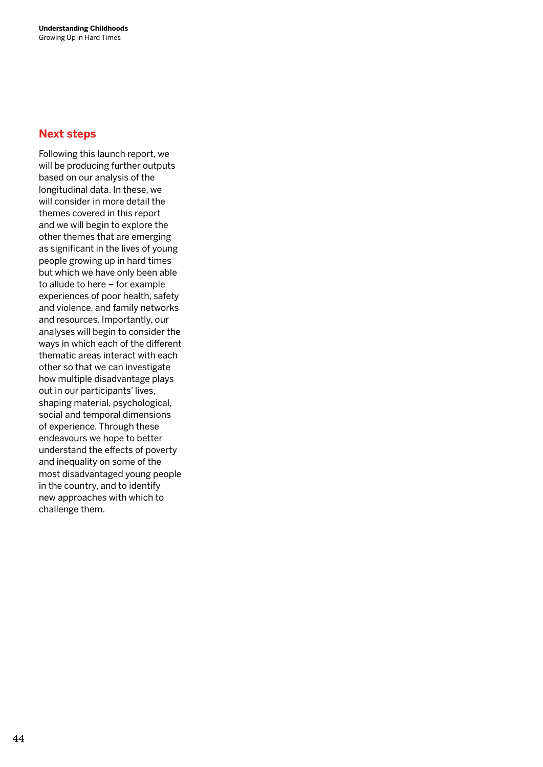## Next steps

Following this launch report, we will be producing further outputs based on our analysis of the longitudinal data. In these, we will consider in more detail the themes covered in this report and we will begin to explore the other themes that are emerging as significant in the lives of young people growing up in hard times but which we have only been able to allude to here – for example experiences of poor health, safety and violence, and family networks and resources. Importantly, our analyses will begin to consider the ways in which each of the different thematic areas interact with each other so that we can investigate how multiple disadvantage plays out in our participants' lives, shaping material, psychological, social and temporal dimensions of experience. Through these endeavours we hope to better understand the effects of poverty and inequality on some of the most disadvantaged young people in the country, and to identify new approaches with which to challenge them.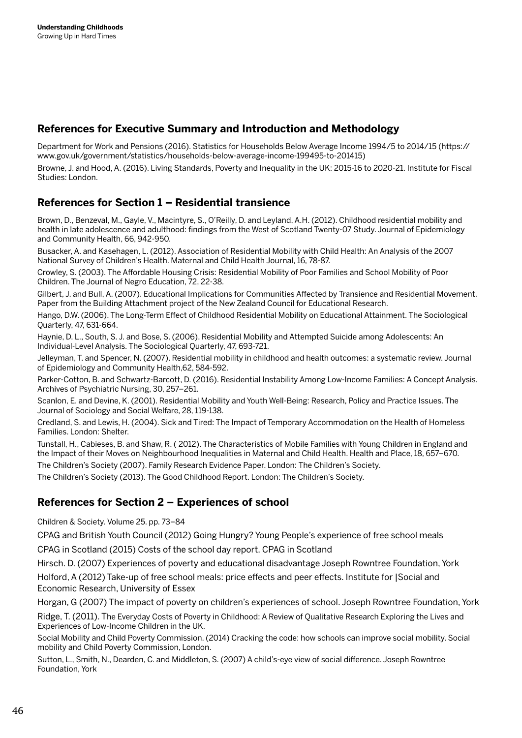## References for Executive Summary and Introduction and Methodology

Department for Work and Pensions (2016). Statistics for Households Below Average Income 1994/5 to 2014/15 (https://www.gov.uk/government/statistics/households-below-average-income-199495-to-201415)

Browne, J. and Hood, A. (2016). Living Standards, Poverty and Inequality in the UK: 2015-16 to 2020-21. Institute for Fiscal Studies: London.

## References for Section 1 – Residential transience

Brown, D., Benzeval, M., Gayle, V., Macintyre, S., O'Reilly, D. and Leyland, A.H. (2012). Childhood residential mobility and health in late adolescence and adulthood: findings from the West of Scotland Twenty-07 Study. Journal of Epidemiology and Community Health, 66, 942-950.

Busacker, A. and Kasehagen, L. (2012). Association of Residential Mobility with Child Health: An Analysis of the 2007 National Survey of Children's Health. Maternal and Child Health Journal, 16, 78-87.

Crowley, S. (2003). The Affordable Housing Crisis: Residential Mobility of Poor Families and School Mobility of Poor Children. The Journal of Negro Education, 72, 22-38.

Gilbert, J. and Bull, A. (2007). Educational Implications for Communities Affected by Transience and Residential Movement. Paper from the Building Attachment project of the New Zealand Council for Educational Research.

Hango, D.W. (2006). The Long-Term Effect of Childhood Residential Mobility on Educational Attainment. The Sociological Quarterly, 47, 631-664.

Haynie, D. L., South, S. J. and Bose, S. (2006). Residential Mobility and Attempted Suicide among Adolescents: An Individual-Level Analysis. The Sociological Quarterly, 47, 693-721.

Jelleyman, T. and Spencer, N. (2007). Residential mobility in childhood and health outcomes: a systematic review. Journal of Epidemiology and Community Health,62, 584-592.

Parker-Cotton, B. and Schwartz-Barcott, D. (2016). Residential Instability Among Low-Income Families: A Concept Analysis. Archives of Psychiatric Nursing, 30, 257–261.

Scanlon, E. and Devine, K. (2001). Residential Mobility and Youth Well-Being: Research, Policy and Practice Issues. The Journal of Sociology and Social Welfare, 28, 119-138.

Credland, S. and Lewis, H. (2004). Sick and Tired: The Impact of Temporary Accommodation on the Health of Homeless Families. London: Shelter.

Tunstall, H., Cabieses, B. and Shaw, R. ( 2012). The Characteristics of Mobile Families with Young Children in England and the Impact of their Moves on Neighbourhood Inequalities in Maternal and Child Health. Health and Place, 18, 657–670.

The Children's Society (2007). Family Research Evidence Paper. London: The Children's Society.

The Children's Society (2013). The Good Childhood Report. London: The Children's Society.

## References for Section 2 – Experiences of school

Children & Society. Volume 25. pp. 73–84

CPAG and British Youth Council (2012) Going Hungry? Young People's experience of free school meals

CPAG in Scotland (2015) Costs of the school day report. CPAG in Scotland

Hirsch. D. (2007) Experiences of poverty and educational disadvantage Joseph Rowntree Foundation, York

Holford, A (2012) Take-up of free school meals: price effects and peer effects. Institute for |Social and Economic Research, University of Essex

Horgan, G (2007) The impact of poverty on children's experiences of school. Joseph Rowntree Foundation, York

Ridge, T. (2011). The Everyday Costs of Poverty in Childhood: A Review of Qualitative Research Exploring the Lives and Experiences of Low-Income Children in the UK.

Social Mobility and Child Poverty Commission. (2014) Cracking the code: how schools can improve social mobility. Social mobility and Child Poverty Commission, London.

Sutton, L., Smith, N., Dearden, C. and Middleton, S. (2007) A child's-eye view of social difference. Joseph Rowntree Foundation, York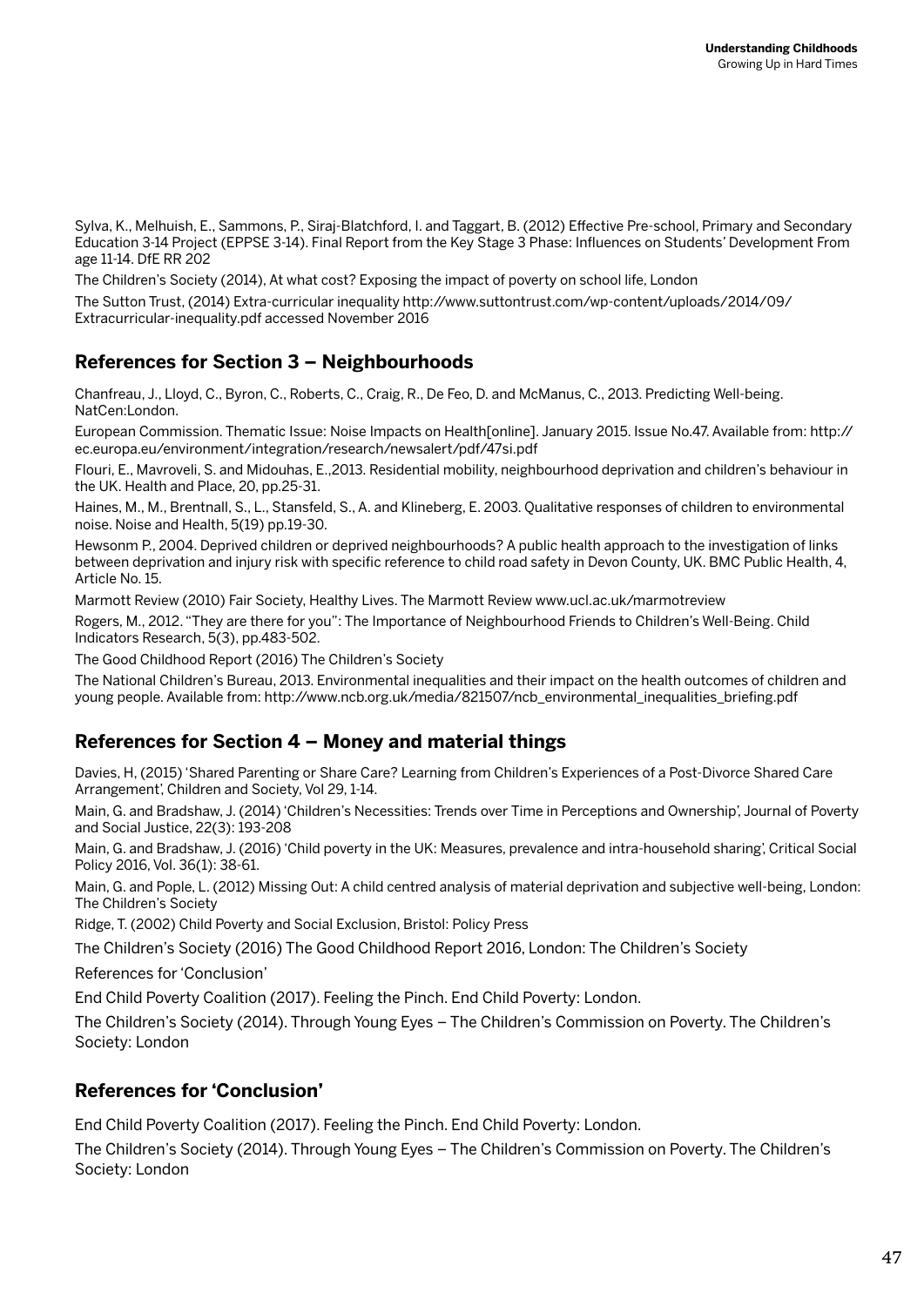Sylva, K., Melhuish, E., Sammons, P., Siraj-Blatchford, I. and Taggart, B. (2012) Effective Pre-school, Primary and Secondary Education 3-14 Project (EPPSE 3-14). Final Report from the Key Stage 3 Phase: Influences on Students' Development From age 11-14. DfE RR 202

The Children's Society (2014), At what cost? Exposing the impact of poverty on school life, London

The Sutton Trust, (2014) Extra-curricular inequality http://www.suttontrust.com/wp-content/uploads/2014/09/Extracurricular-inequality.pdf accessed November 2016

## References for Section 3 – Neighbourhoods

Chanfreau, J., Lloyd, C., Byron, C., Roberts, C., Craig, R., De Feo, D. and McManus, C., 2013. Predicting Well-being. NatCen:London.

European Commission. Thematic Issue: Noise Impacts on Health[online]. January 2015. Issue No.47. Available from: http://ec.europa.eu/environment/integration/research/newsalert/pdf/47si.pdf

Flouri, E., Mavroveli, S. and Midouhas, E.,2013. Residential mobility, neighbourhood deprivation and children's behaviour in the UK. Health and Place, 20, pp.25-31.

Haines, M., M., Brentnall, S., L., Stansfeld, S., A. and Klineberg, E. 2003. Qualitative responses of children to environmental noise. Noise and Health, 5(19) pp.19-30.

Hewsonm P., 2004. Deprived children or deprived neighbourhoods? A public health approach to the investigation of links between deprivation and injury risk with specific reference to child road safety in Devon County, UK. BMC Public Health, 4, Article No. 15.

Marmott Review (2010) Fair Society, Healthy Lives. The Marmott Review www.ucl.ac.uk/marmotreview

Rogers, M., 2012. "They are there for you": The Importance of Neighbourhood Friends to Children's Well-Being. Child Indicators Research, 5(3), pp.483-502.

The Good Childhood Report (2016) The Children's Society

The National Children's Bureau, 2013. Environmental inequalities and their impact on the health outcomes of children and young people. Available from: http://www.ncb.org.uk/media/821507/ncb_environmental_inequalities_briefing.pdf

## References for Section 4 – Money and material things

Davies, H, (2015) 'Shared Parenting or Share Care? Learning from Children's Experiences of a Post-Divorce Shared Care Arrangement', Children and Society, Vol 29, 1-14.

Main, G. and Bradshaw, J. (2014) 'Children's Necessities: Trends over Time in Perceptions and Ownership', Journal of Poverty and Social Justice, 22(3): 193-208

Main, G. and Bradshaw, J. (2016) 'Child poverty in the UK: Measures, prevalence and intra-household sharing', Critical Social Policy 2016, Vol. 36(1): 38-61.

Main, G. and Pople, L. (2012) Missing Out: A child centred analysis of material deprivation and subjective well-being, London: The Children's Society

Ridge, T. (2002) Child Poverty and Social Exclusion, Bristol: Policy Press

The Children's Society (2016) The Good Childhood Report 2016, London: The Children's Society

References for 'Conclusion'

End Child Poverty Coalition (2017). Feeling the Pinch. End Child Poverty: London.

The Children's Society (2014). Through Young Eyes – The Children's Commission on Poverty. The Children's Society: London

## References for 'Conclusion'

End Child Poverty Coalition (2017). Feeling the Pinch. End Child Poverty: London.

The Children's Society (2014). Through Young Eyes – The Children's Commission on Poverty. The Children's Society: London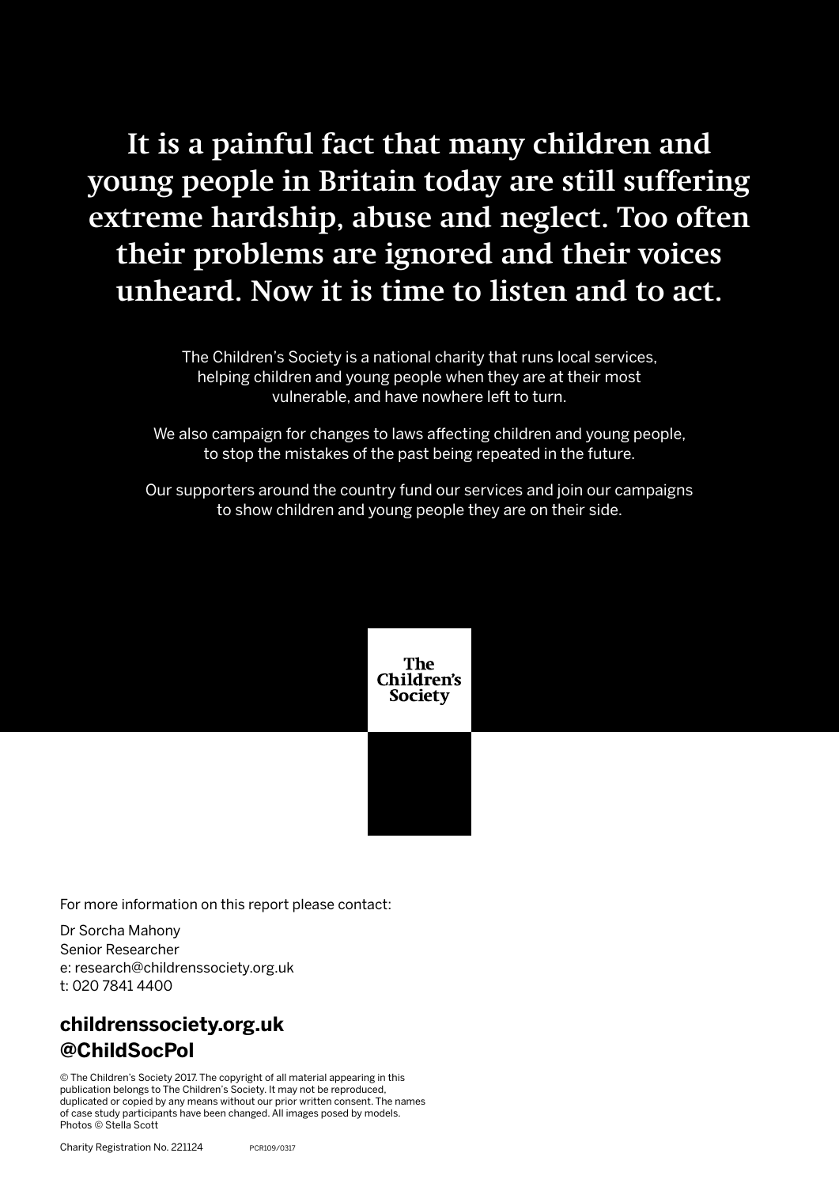**It is a painful fact that many children and young people in Britain today are still suffering extreme hardship, abuse and neglect. Too often their problems are ignored and their voices unheard. Now it is time to listen and to act.**

The Children's Society is a national charity that runs local services, helping children and young people when they are at their most vulnerable, and have nowhere left to turn.

We also campaign for changes to laws affecting children and young people, to stop the mistakes of the past being repeated in the future.

Our supporters around the country fund our services and join our campaigns to show children and young people they are on their side.

The Children's Society

For more information on this report please contact:

Dr Sorcha Mahony
Senior Researcher
e: research@childrenssociety.org.uk
t: 020 7841 4400

**childrenssociety.org.uk**
**@ChildSocPol**

© The Children's Society 2017. The copyright of all material appearing in this publication belongs to The Children's Society. It may not be reproduced, duplicated or copied by any means without our prior written consent. The names of case study participants have been changed. All images posed by models. Photos © Stella Scott

Charity Registration No. 221124 PCR109/0317